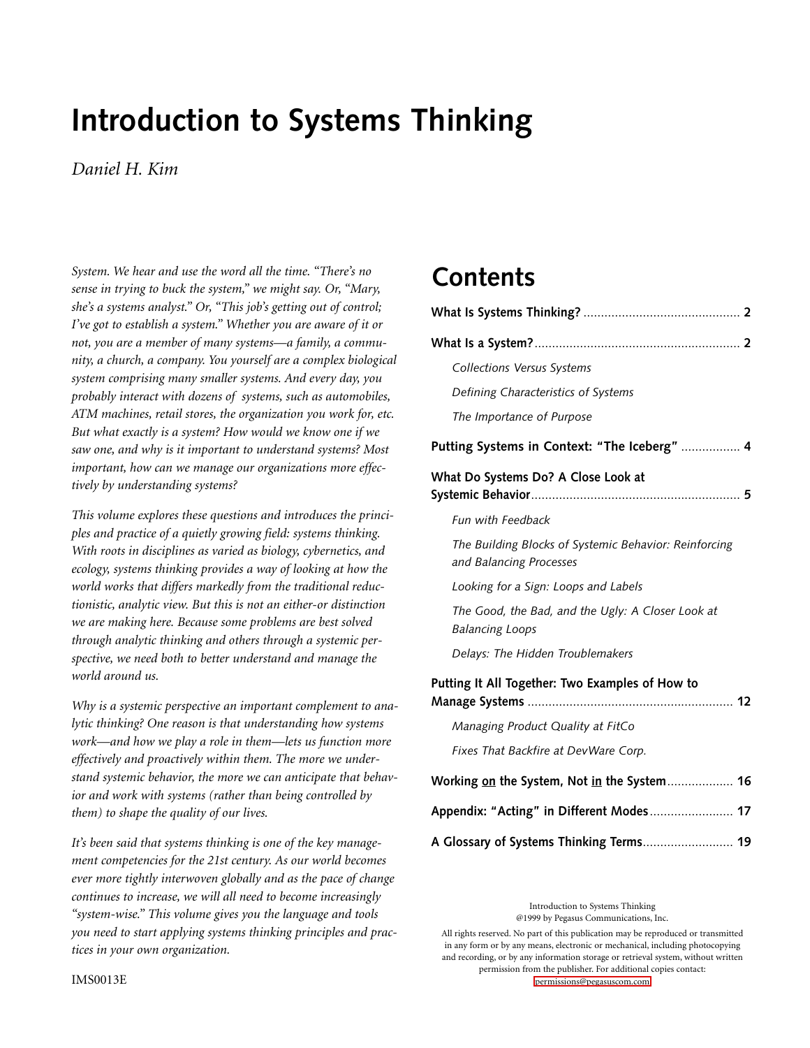# Introduction to Systems Thinking

*Daniel H. Kim*

*System. We hear and use the word all the time. "There's no sense in trying to buck the system," we might say. Or, "Mary, she's a systems analyst." Or, "This job's getting out of control; I've got to establish a system." Whether you are aware of it or not, you are a member of many systems—a family, a community, a church, a company. You yourself are a complex biological system comprising many smaller systems. And every day, you probably interact with dozens of systems, such as automobiles, ATM machines, retail stores, the organization you work for, etc. But what exactly is a system? How would we know one if we saw one, and why is it important to understand systems? Most important, how can we manage our organizations more effectively by understanding systems?*

*This volume explores these questions and introduces the principles and practice of a quietly growing field: systems thinking. With roots in disciplines as varied as biology, cybernetics, and ecology, systems thinking provides a way of looking at how the world works that differs markedly from the traditional reductionistic, analytic view. But this is not an either-or distinction we are making here. Because some problems are best solved through analytic thinking and others through a systemic perspective, we need both to better understand and manage the world around us.*

*Why is a systemic perspective an important complement to analytic thinking? One reason is that understanding how systems work—and how we play a role in them—lets us function more effectively and proactively within them. The more we understand systemic behavior, the more we can anticipate that behavior and work with systems (rather than being controlled by them) to shape the quality of our lives.*

*It's been said that systems thinking is one of the key management competencies for the 21st century. As our world becomes ever more tightly interwoven globally and as the pace of change continues to increase, we will all need to become increasingly "system-wise." This volume gives you the language and tools you need to start applying systems thinking principles and practices in your own organization.*

IMS0013E

## Contents

**What Is Systems Thinking?** .......... 2

**What Is a System?** .......... 2

- *Collections Versus Systems*
- *Defining Characteristics of Systems*
- *The Importance of Purpose*

**Putting Systems in Context: "The Iceberg"** .......... 4

**What Do Systems Do? A Close Look at Systemic Behavior** .......... 5

- *Fun with Feedback*
- *The Building Blocks of Systemic Behavior: Reinforcing and Balancing Processes*
- *Looking for a Sign: Loops and Labels*
- *The Good, the Bad, and the Ugly: A Closer Look at Balancing Loops*
- *Delays: The Hidden Troublemakers*

**Putting It All Together: Two Examples of How to Manage Systems** .......... 12

- *Managing Product Quality at FitCo*
- *Fixes That Backfire at DevWare Corp.*

**Working on the System, Not in the System** .......... 16

**Appendix: "Acting" in Different Modes** .......... 17

**A Glossary of Systems Thinking Terms** .......... 19

Introduction to Systems Thinking
@1999 by Pegasus Communications, Inc.

All rights reserved. No part of this publication may be reproduced or transmitted in any form or by any means, electronic or mechanical, including photocopying and recording, or by any information storage or retrieval system, without written permission from the publisher. For additional copies contact: permissions@pegasuscom.com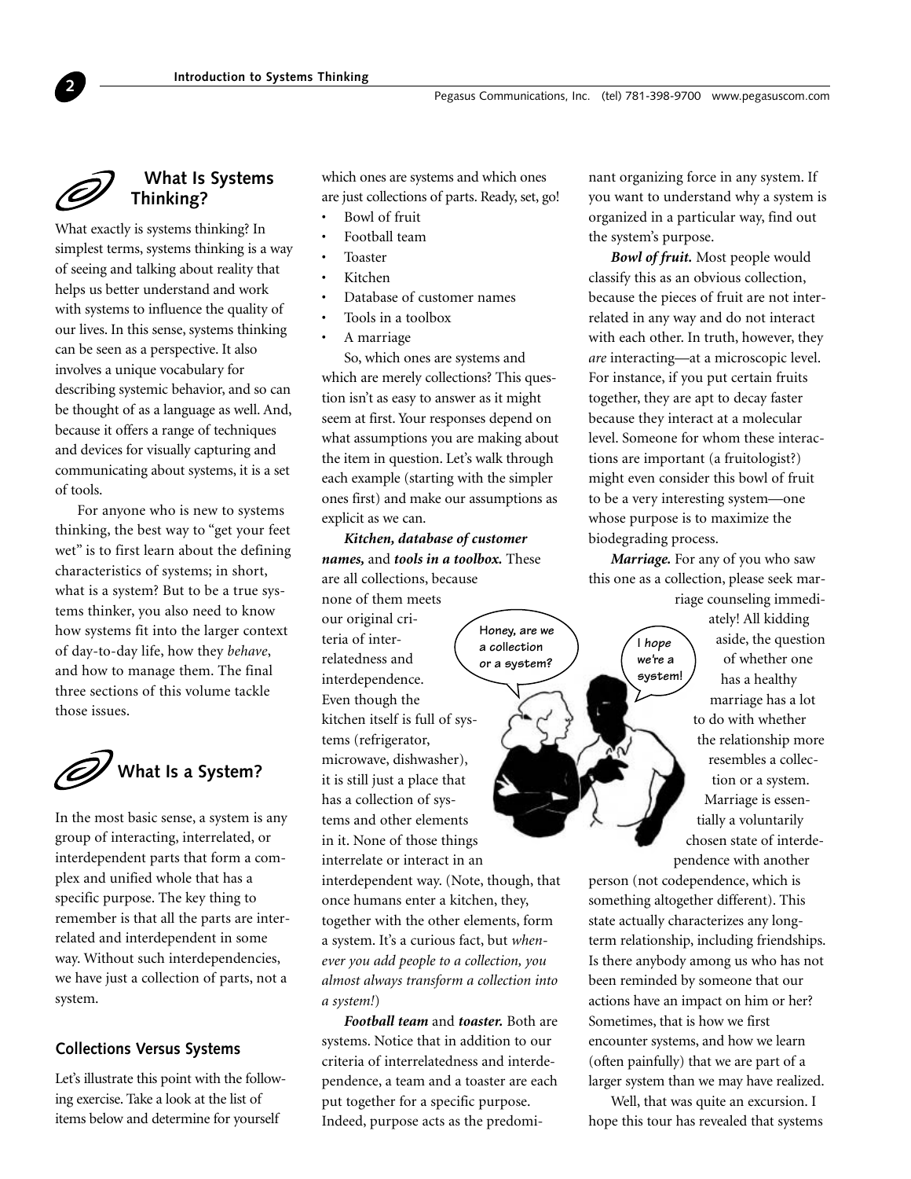## What Is Systems Thinking?

What exactly is systems thinking? In simplest terms, systems thinking is a way of seeing and talking about reality that helps us better understand and work with systems to influence the quality of our lives. In this sense, systems thinking can be seen as a perspective. It also involves a unique vocabulary for describing systemic behavior, and so can be thought of as a language as well. And, because it offers a range of techniques and devices for visually capturing and communicating about systems, it is a set of tools.

For anyone who is new to systems thinking, the best way to "get your feet wet" is to first learn about the defining characteristics of systems; in short, what is a system? But to be a true systems thinker, you also need to know how systems fit into the larger context of day-to-day life, how they *behave*, and how to manage them. The final three sections of this volume tackle those issues.

## What Is a System?

In the most basic sense, a system is any group of interacting, interrelated, or interdependent parts that form a complex and unified whole that has a specific purpose. The key thing to remember is that all the parts are interrelated and interdependent in some way. Without such interdependencies, we have just a collection of parts, not a system.

### Collections Versus Systems

Let's illustrate this point with the following exercise. Take a look at the list of items below and determine for yourself which ones are systems and which ones are just collections of parts. Ready, set, go!

- Bowl of fruit
- Football team
- Toaster
- Kitchen
- Database of customer names
- Tools in a toolbox
- A marriage

So, which ones are systems and which are merely collections? This question isn't as easy to answer as it might seem at first. Your responses depend on what assumptions you are making about the item in question. Let's walk through each example (starting with the simpler ones first) and make our assumptions as explicit as we can.

***Kitchen, database of customer names,*** and ***tools in a toolbox.*** These are all collections, because none of them meets our original criteria of interrelatedness and interdependence. Even though the kitchen itself is full of systems (refrigerator, microwave, dishwasher), it is still just a place that has a collection of systems and other elements in it. None of those things interrelate or interact in an interdependent way. (Note, though, that once humans enter a kitchen, they, together with the other elements, form a system. It's a curious fact, but *whenever you add people to a collection, you almost always transform a collection into a system!*)

***Football team*** and ***toaster.*** Both are systems. Notice that in addition to our criteria of interrelatedness and interdependence, a team and a toaster are each put together for a specific purpose. Indeed, purpose acts as the predominant organizing force in any system. If you want to understand why a system is organized in a particular way, find out the system's purpose.

***Bowl of fruit.*** Most people would classify this as an obvious collection, because the pieces of fruit are not interrelated in any way and do not interact with each other. In truth, however, they *are* interacting—at a microscopic level. For instance, if you put certain fruits together, they are apt to decay faster because they interact at a molecular level. Someone for whom these interactions are important (a fruitologist?) might even consider this bowl of fruit to be a very interesting system—one whose purpose is to maximize the biodegrading process.

Honey, are we a collection or a system?

I *hope* we're a system!

***Marriage.*** For any of you who saw this one as a collection, please seek marriage counseling immediately! All kidding aside, the question of whether one has a healthy marriage has a lot to do with whether the relationship more resembles a collection or a system. Marriage is essentially a voluntarily chosen state of interdependence with another person (not codependence, which is something altogether different). This state actually characterizes any long-term relationship, including friendships. Is there anybody among us who has not been reminded by someone that our actions have an impact on him or her? Sometimes, that is how we first encounter systems, and how we learn (often painfully) that we are part of a larger system than we may have realized.

Well, that was quite an excursion. I hope this tour has revealed that systems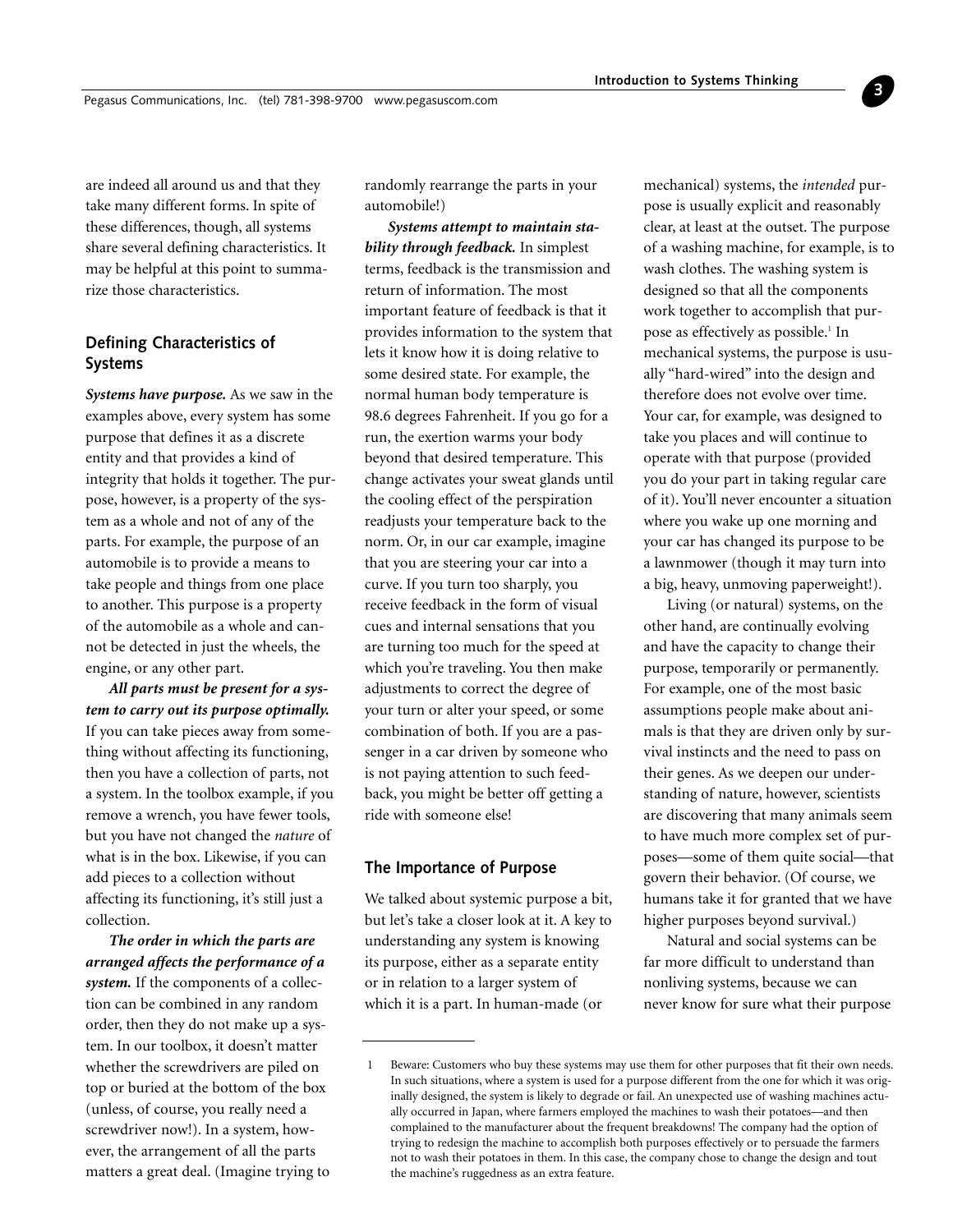are indeed all around us and that they take many different forms. In spite of these differences, though, all systems share several defining characteristics. It may be helpful at this point to summarize those characteristics.

## Defining Characteristics of Systems

***Systems have purpose.*** As we saw in the examples above, every system has some purpose that defines it as a discrete entity and that provides a kind of integrity that holds it together. The purpose, however, is a property of the system as a whole and not of any of the parts. For example, the purpose of an automobile is to provide a means to take people and things from one place to another. This purpose is a property of the automobile as a whole and cannot be detected in just the wheels, the engine, or any other part.

***All parts must be present for a system to carry out its purpose optimally.*** If you can take pieces away from something without affecting its functioning, then you have a collection of parts, not a system. In the toolbox example, if you remove a wrench, you have fewer tools, but you have not changed the *nature* of what is in the box. Likewise, if you can add pieces to a collection without affecting its functioning, it's still just a collection.

***The order in which the parts are arranged affects the performance of a system.*** If the components of a collection can be combined in any random order, then they do not make up a system. In our toolbox, it doesn't matter whether the screwdrivers are piled on top or buried at the bottom of the box (unless, of course, you really need a screwdriver now!). In a system, however, the arrangement of all the parts matters a great deal. (Imagine trying to randomly rearrange the parts in your automobile!)

***Systems attempt to maintain stability through feedback.*** In simplest terms, feedback is the transmission and return of information. The most important feature of feedback is that it provides information to the system that lets it know how it is doing relative to some desired state. For example, the normal human body temperature is 98.6 degrees Fahrenheit. If you go for a run, the exertion warms your body beyond that desired temperature. This change activates your sweat glands until the cooling effect of the perspiration readjusts your temperature back to the norm. Or, in our car example, imagine that you are steering your car into a curve. If you turn too sharply, you receive feedback in the form of visual cues and internal sensations that you are turning too much for the speed at which you're traveling. You then make adjustments to correct the degree of your turn or alter your speed, or some combination of both. If you are a passenger in a car driven by someone who is not paying attention to such feedback, you might be better off getting a ride with someone else!

## The Importance of Purpose

We talked about systemic purpose a bit, but let's take a closer look at it. A key to understanding any system is knowing its purpose, either as a separate entity or in relation to a larger system of which it is a part. In human-made (or mechanical) systems, the *intended* purpose is usually explicit and reasonably clear, at least at the outset. The purpose of a washing machine, for example, is to wash clothes. The washing system is designed so that all the components work together to accomplish that purpose as effectively as possible.[1] In mechanical systems, the purpose is usually "hard-wired" into the design and therefore does not evolve over time. Your car, for example, was designed to take you places and will continue to operate with that purpose (provided you do your part in taking regular care of it). You'll never encounter a situation where you wake up one morning and your car has changed its purpose to be a lawnmower (though it may turn into a big, heavy, unmoving paperweight!).

Living (or natural) systems, on the other hand, are continually evolving and have the capacity to change their purpose, temporarily or permanently. For example, one of the most basic assumptions people make about animals is that they are driven only by survival instincts and the need to pass on their genes. As we deepen our understanding of nature, however, scientists are discovering that many animals seem to have much more complex set of purposes—some of them quite social—that govern their behavior. (Of course, we humans take it for granted that we have higher purposes beyond survival.)

Natural and social systems can be far more difficult to understand than nonliving systems, because we can never know for sure what their purpose

---

1 Beware: Customers who buy these systems may use them for other purposes that fit their own needs. In such situations, where a system is used for a purpose different from the one for which it was originally designed, the system is likely to degrade or fail. An unexpected use of washing machines actually occurred in Japan, where farmers employed the machines to wash their potatoes—and then complained to the manufacturer about the frequent breakdowns! The company had the option of trying to redesign the machine to accomplish both purposes effectively or to persuade the farmers not to wash their potatoes in them. In this case, the company chose to change the design and tout the machine's ruggedness as an extra feature.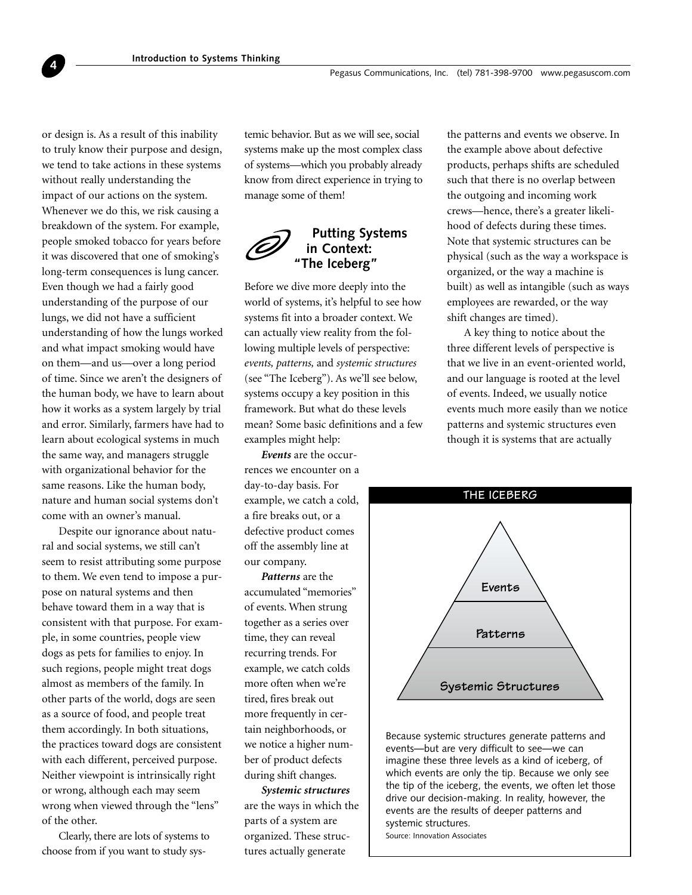or design is. As a result of this inability to truly know their purpose and design, we tend to take actions in these systems without really understanding the impact of our actions on the system. Whenever we do this, we risk causing a breakdown of the system. For example, people smoked tobacco for years before it was discovered that one of smoking's long-term consequences is lung cancer. Even though we had a fairly good understanding of the purpose of our lungs, we did not have a sufficient understanding of how the lungs worked and what impact smoking would have on them—and us—over a long period of time. Since we aren't the designers of the human body, we have to learn about how it works as a system largely by trial and error. Similarly, farmers have had to learn about ecological systems in much the same way, and managers struggle with organizational behavior for the same reasons. Like the human body, nature and human social systems don't come with an owner's manual.

Despite our ignorance about natural and social systems, we still can't seem to resist attributing some purpose to them. We even tend to impose a purpose on natural systems and then behave toward them in a way that is consistent with that purpose. For example, in some countries, people view dogs as pets for families to enjoy. In such regions, people might treat dogs almost as members of the family. In other parts of the world, dogs are seen as a source of food, and people treat them accordingly. In both situations, the practices toward dogs are consistent with each different, perceived purpose. Neither viewpoint is intrinsically right or wrong, although each may seem wrong when viewed through the "lens" of the other.

Clearly, there are lots of systems to choose from if you want to study systemic behavior. But as we will see, social systems make up the most complex class of systems—which you probably already know from direct experience in trying to manage some of them!

## Putting Systems in Context: "The Iceberg"

Before we dive more deeply into the world of systems, it's helpful to see how systems fit into a broader context. We can actually view reality from the following multiple levels of perspective: *events, patterns,* and *systemic structures* (see "The Iceberg"). As we'll see below, systems occupy a key position in this framework. But what do these levels mean? Some basic definitions and a few examples might help:

***Events*** are the occurrences we encounter on a day-to-day basis. For example, we catch a cold, a fire breaks out, or a defective product comes off the assembly line at our company.

***Patterns*** are the accumulated "memories" of events. When strung together as a series over time, they can reveal recurring trends. For example, we catch colds more often when we're tired, fires break out more frequently in certain neighborhoods, or we notice a higher number of product defects during shift changes.

***Systemic structures*** are the ways in which the parts of a system are organized. These structures actually generate the patterns and events we observe. In the example above about defective products, perhaps shifts are scheduled such that there is no overlap between the outgoing and incoming work crews—hence, there's a greater likelihood of defects during these times. Note that systemic structures can be physical (such as the way a workspace is organized, or the way a machine is built) as well as intangible (such as ways employees are rewarded, or the way shift changes are timed).

A key thing to notice about the three different levels of perspective is that we live in an event-oriented world, and our language is rooted at the level of events. Indeed, we usually notice events much more easily than we notice patterns and systemic structures even though it is systems that are actually

**THE ICEBERG**

Events

Patterns

Systemic Structures

Because systemic structures generate patterns and events—but are very difficult to see—we can imagine these three levels as a kind of iceberg, of which events are only the tip. Because we only see the tip of the iceberg, the events, we often let those drive our decision-making. In reality, however, the events are the results of deeper patterns and systemic structures.

Source: Innovation Associates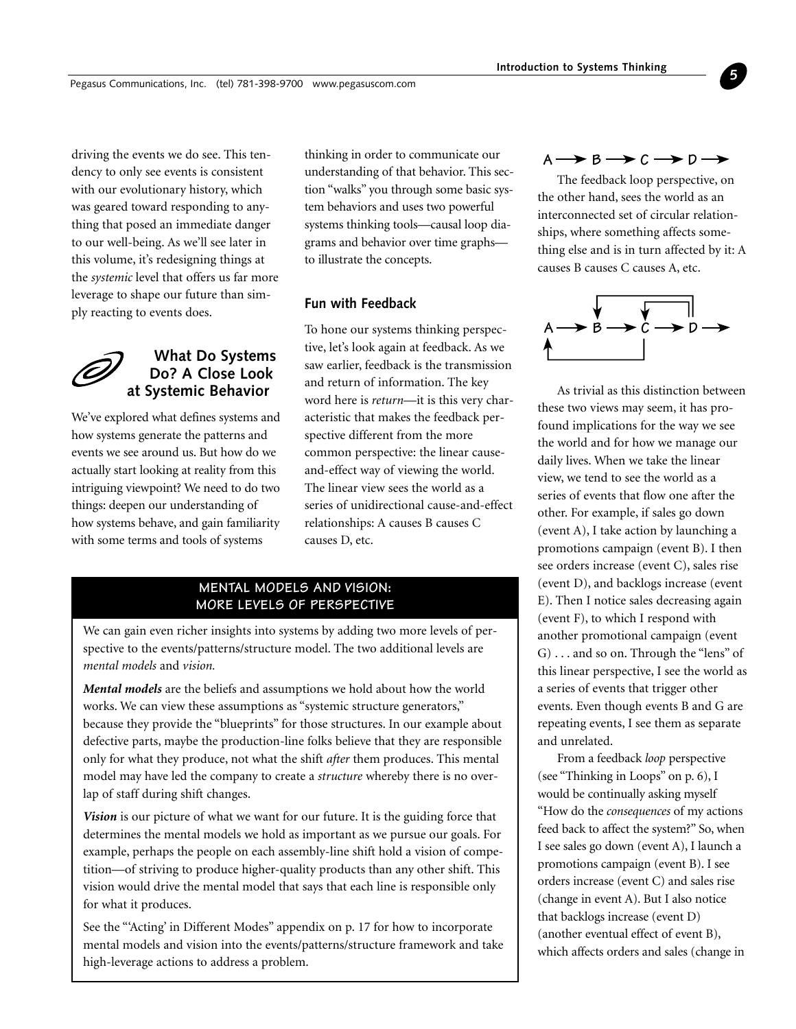driving the events we do see. This tendency to only see events is consistent with our evolutionary history, which was geared toward responding to anything that posed an immediate danger to our well-being. As we'll see later in this volume, it's redesigning things at the *systemic* level that offers us far more leverage to shape our future than simply reacting to events does.

## What Do Systems Do? A Close Look at Systemic Behavior

We've explored what defines systems and how systems generate the patterns and events we see around us. But how do we actually start looking at reality from this intriguing viewpoint? We need to do two things: deepen our understanding of how systems behave, and gain familiarity with some terms and tools of systems thinking in order to communicate our understanding of that behavior. This section "walks" you through some basic system behaviors and uses two powerful systems thinking tools—causal loop diagrams and behavior over time graphs—to illustrate the concepts.

### Fun with Feedback

To hone our systems thinking perspective, let's look again at feedback. As we saw earlier, feedback is the transmission and return of information. The key word here is *return*—it is this very characteristic that makes the feedback perspective different from the more common perspective: the linear cause-and-effect way of viewing the world. The linear view sees the world as a series of unidirectional cause-and-effect relationships: A causes B causes C causes D, etc.

A → B → C → D →

The feedback loop perspective, on the other hand, sees the world as an interconnected set of circular relationships, where something affects something else and is in turn affected by it: A causes B causes C causes A, etc.

As trivial as this distinction between these two views may seem, it has profound implications for the way we see the world and for how we manage our daily lives. When we take the linear view, we tend to see the world as a series of events that flow one after the other. For example, if sales go down (event A), I take action by launching a promotions campaign (event B). I then see orders increase (event C), sales rise (event D), and backlogs increase (event E). Then I notice sales decreasing again (event F), to which I respond with another promotional campaign (event G) . . . and so on. Through the "lens" of this linear perspective, I see the world as a series of events that trigger other events. Even though events B and G are repeating events, I see them as separate and unrelated.

From a feedback *loop* perspective (see "Thinking in Loops" on p. 6), I would be continually asking myself "How do the *consequences* of my actions feed back to affect the system?" So, when I see sales go down (event A), I launch a promotions campaign (event B). I see orders increase (event C) and sales rise (change in event A). But I also notice that backlogs increase (event D) (another eventual effect of event B), which affects orders and sales (change in

---

**MENTAL MODELS AND VISION: MORE LEVELS OF PERSPECTIVE**

We can gain even richer insights into systems by adding two more levels of perspective to the events/patterns/structure model. The two additional levels are *mental models* and *vision*.

***Mental models*** are the beliefs and assumptions we hold about how the world works. We can view these assumptions as "systemic structure generators," because they provide the "blueprints" for those structures. In our example about defective parts, maybe the production-line folks believe that they are responsible only for what they produce, not what the shift *after* them produces. This mental model may have led the company to create a *structure* whereby there is no overlap of staff during shift changes.

***Vision*** is our picture of what we want for our future. It is the guiding force that determines the mental models we hold as important as we pursue our goals. For example, perhaps the people on each assembly-line shift hold a vision of competition—of striving to produce higher-quality products than any other shift. This vision would drive the mental model that says that each line is responsible only for what it produces.

See the "'Acting' in Different Modes" appendix on p. 17 for how to incorporate mental models and vision into the events/patterns/structure framework and take high-leverage actions to address a problem.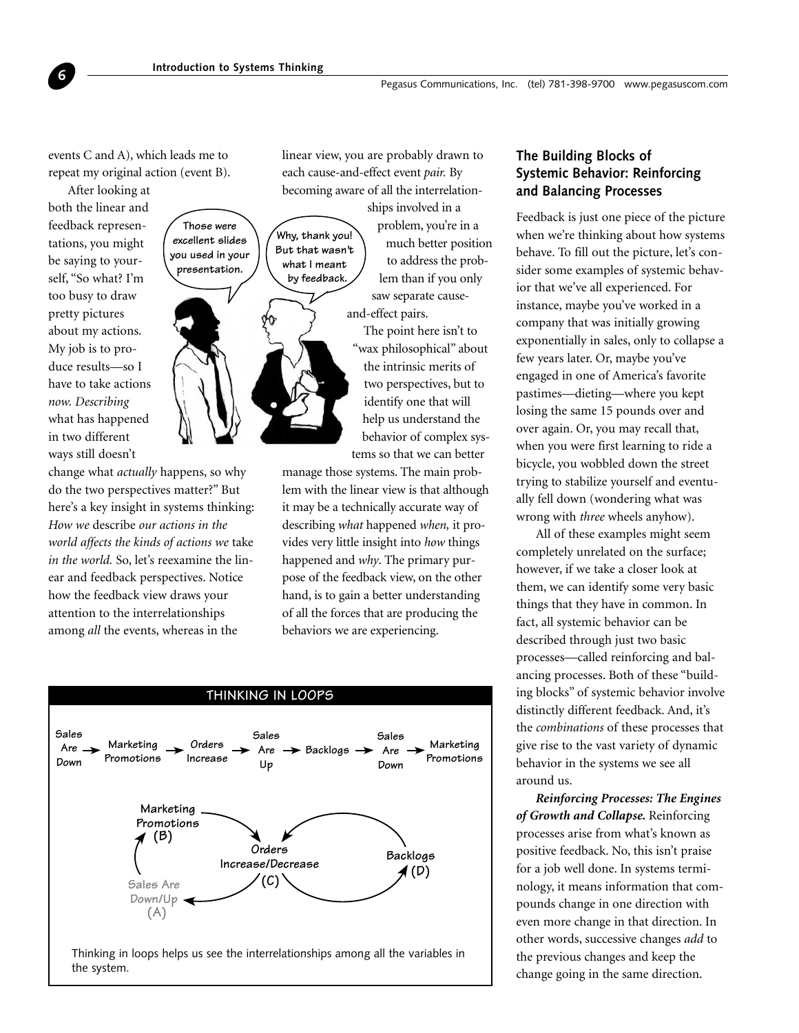events C and A), which leads me to repeat my original action (event B).

After looking at both the linear and feedback representations, you might be saying to yourself, "So what? I'm too busy to draw pretty pictures about my actions. My job is to produce results—so I have to take actions *now. Describing* what has happened in two different ways still doesn't change what *actually* happens, so why do the two perspectives matter?" But here's a key insight in systems thinking: *How we* describe *our actions in the world affects the kinds of actions we* take *in the world.* So, let's reexamine the linear and feedback perspectives. Notice how the feedback view draws your attention to the interrelationships among *all* the events, whereas in the linear view, you are probably drawn to each cause-and-effect event *pair.* By becoming aware of all the interrelationships involved in a problem, you're in a much better position to address the problem than if you only saw separate cause-and-effect pairs.

The point here isn't to "wax philosophical" about the intrinsic merits of two perspectives, but to identify one that will help us understand the behavior of complex systems so that we can better manage those systems. The main problem with the linear view is that although it may be a technically accurate way of describing *what* happened *when,* it provides very little insight into *how* things happened and *why*. The primary purpose of the feedback view, on the other hand, is to gain a better understanding of all the forces that are producing the behaviors we are experiencing.

**THINKING IN LOOPS**

Sales Are Down → Marketing Promotions → Orders Increase → Sales Are Up → Backlogs → Sales Are Down → Marketing Promotions

Marketing Promotions (B) → Orders Increase/Decrease (C) → Sales Are Down/Up (A) → Marketing Promotions (B); Orders Increase/Decrease (C) → Backlogs (D) → Orders Increase/Decrease (C)

Thinking in loops helps us see the interrelationships among all the variables in the system.

## The Building Blocks of Systemic Behavior: Reinforcing and Balancing Processes

Feedback is just one piece of the picture when we're thinking about how systems behave. To fill out the picture, let's consider some examples of systemic behavior that we've all experienced. For instance, maybe you've worked in a company that was initially growing exponentially in sales, only to collapse a few years later. Or, maybe you've engaged in one of America's favorite pastimes—dieting—where you kept losing the same 15 pounds over and over again. Or, you may recall that, when you were first learning to ride a bicycle, you wobbled down the street trying to stabilize yourself and eventually fell down (wondering what was wrong with *three* wheels anyhow).

All of these examples might seem completely unrelated on the surface; however, if we take a closer look at them, we can identify some very basic things that they have in common. In fact, all systemic behavior can be described through just two basic processes—called reinforcing and balancing processes. Both of these "building blocks" of systemic behavior involve distinctly different feedback. And, it's the *combinations* of these processes that give rise to the vast variety of dynamic behavior in the systems we see all around us.

***Reinforcing Processes: The Engines of Growth and Collapse.*** Reinforcing processes arise from what's known as positive feedback. No, this isn't praise for a job well done. In systems terminology, it means information that compounds change in one direction with even more change in that direction. In other words, successive changes *add* to the previous changes and keep the change going in the same direction.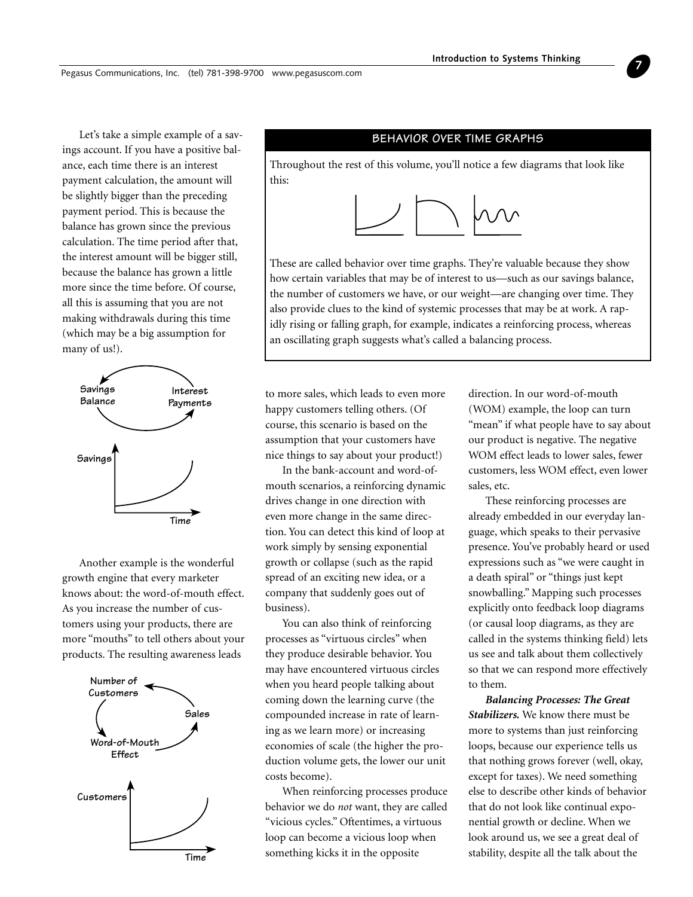Let's take a simple example of a savings account. If you have a positive balance, each time there is an interest payment calculation, the amount will be slightly bigger than the preceding payment period. This is because the balance has grown since the previous calculation. The time period after that, the interest amount will be bigger still, because the balance has grown a little more since the time before. Of course, all this is assuming that you are not making withdrawals during this time (which may be a big assumption for many of us!).

Another example is the wonderful growth engine that every marketer knows about: the word-of-mouth effect. As you increase the number of customers using your products, there are more "mouths" to tell others about your products. The resulting awareness leads to more sales, which leads to even more happy customers telling others. (Of course, this scenario is based on the assumption that your customers have nice things to say about your product!)

## BEHAVIOR OVER TIME GRAPHS

Throughout the rest of this volume, you'll notice a few diagrams that look like this:

These are called behavior over time graphs. They're valuable because they show how certain variables that may be of interest to us—such as our savings balance, the number of customers we have, or our weight—are changing over time. They also provide clues to the kind of systemic processes that may be at work. A rapidly rising or falling graph, for example, indicates a reinforcing process, whereas an oscillating graph suggests what's called a balancing process.

In the bank-account and word-of-mouth scenarios, a reinforcing dynamic drives change in one direction with even more change in the same direction. You can detect this kind of loop at work simply by sensing exponential growth or collapse (such as the rapid spread of an exciting new idea, or a company that suddenly goes out of business).

You can also think of reinforcing processes as "virtuous circles" when they produce desirable behavior. You may have encountered virtuous circles when you heard people talking about coming down the learning curve (the compounded increase in rate of learning as we learn more) or increasing economies of scale (the higher the production volume gets, the lower our unit costs become).

When reinforcing processes produce behavior we do *not* want, they are called "vicious cycles." Oftentimes, a virtuous loop can become a vicious loop when something kicks it in the opposite direction. In our word-of-mouth (WOM) example, the loop can turn "mean" if what people have to say about our product is negative. The negative WOM effect leads to lower sales, fewer customers, less WOM effect, even lower sales, etc.

These reinforcing processes are already embedded in our everyday language, which speaks to their pervasive presence. You've probably heard or used expressions such as "we were caught in a death spiral" or "things just kept snowballing." Mapping such processes explicitly onto feedback loop diagrams (or causal loop diagrams, as they are called in the systems thinking field) lets us see and talk about them collectively so that we can respond more effectively to them.

***Balancing Processes: The Great Stabilizers.*** We know there must be more to systems than just reinforcing loops, because our experience tells us that nothing grows forever (well, okay, except for taxes). We need something else to describe other kinds of behavior that do not look like continual exponential growth or decline. When we look around us, we see a great deal of stability, despite all the talk about the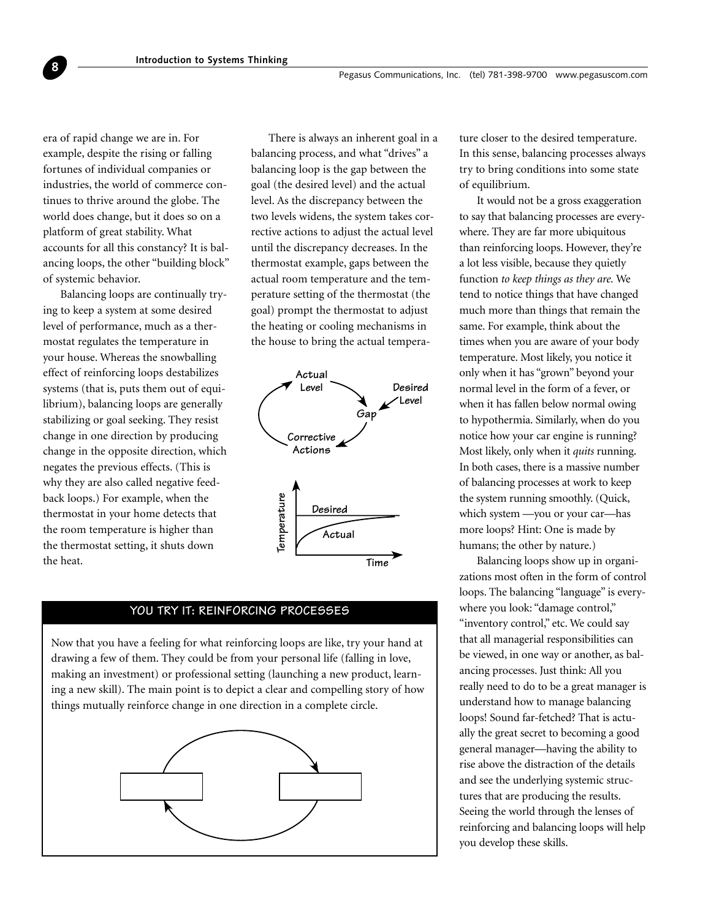era of rapid change we are in. For example, despite the rising or falling fortunes of individual companies or industries, the world of commerce continues to thrive around the globe. The world does change, but it does so on a platform of great stability. What accounts for all this constancy? It is balancing loops, the other "building block" of systemic behavior.

Balancing loops are continually trying to keep a system at some desired level of performance, much as a thermostat regulates the temperature in your house. Whereas the snowballing effect of reinforcing loops destabilizes systems (that is, puts them out of equilibrium), balancing loops are generally stabilizing or goal seeking. They resist change in one direction by producing change in the opposite direction, which negates the previous effects. (This is why they are also called negative feedback loops.) For example, when the thermostat in your home detects that the room temperature is higher than the thermostat setting, it shuts down the heat.

There is always an inherent goal in a balancing process, and what "drives" a balancing loop is the gap between the goal (the desired level) and the actual level. As the discrepancy between the two levels widens, the system takes corrective actions to adjust the actual level until the discrepancy decreases. In the thermostat example, gaps between the actual room temperature and the temperature setting of the thermostat (the goal) prompt the thermostat to adjust the heating or cooling mechanisms in the house to bring the actual temperature closer to the desired temperature. In this sense, balancing processes always try to bring conditions into some state of equilibrium.

Actual Level → Gap ← Desired Level; Gap → Corrective Actions → Actual Level

Temperature / Time: Desired, Actual

It would not be a gross exaggeration to say that balancing processes are everywhere. They are far more ubiquitous than reinforcing loops. However, they're a lot less visible, because they quietly function *to keep things as they are.* We tend to notice things that have changed much more than things that remain the same. For example, think about the times when you are aware of your body temperature. Most likely, you notice it only when it has "grown" beyond your normal level in the form of a fever, or when it has fallen below normal owing to hypothermia. Similarly, when do you notice how your car engine is running? Most likely, only when it *quits* running. In both cases, there is a massive number of balancing processes at work to keep the system running smoothly. (Quick, which system —you or your car—has more loops? Hint: One is made by humans; the other by nature.)

Balancing loops show up in organizations most often in the form of control loops. The balancing "language" is everywhere you look: "damage control," "inventory control," etc. We could say that all managerial responsibilities can be viewed, in one way or another, as balancing processes. Just think: All you really need to do to be a great manager is understand how to manage balancing loops! Sound far-fetched? That is actually the great secret to becoming a good general manager—having the ability to rise above the distraction of the details and see the underlying systemic structures that are producing the results. Seeing the world through the lenses of reinforcing and balancing loops will help you develop these skills.

## YOU TRY IT: REINFORCING PROCESSES

Now that you have a feeling for what reinforcing loops are like, try your hand at drawing a few of them. They could be from your personal life (falling in love, making an investment) or professional setting (launching a new product, learning a new skill). The main point is to depict a clear and compelling story of how things mutually reinforce change in one direction in a complete circle.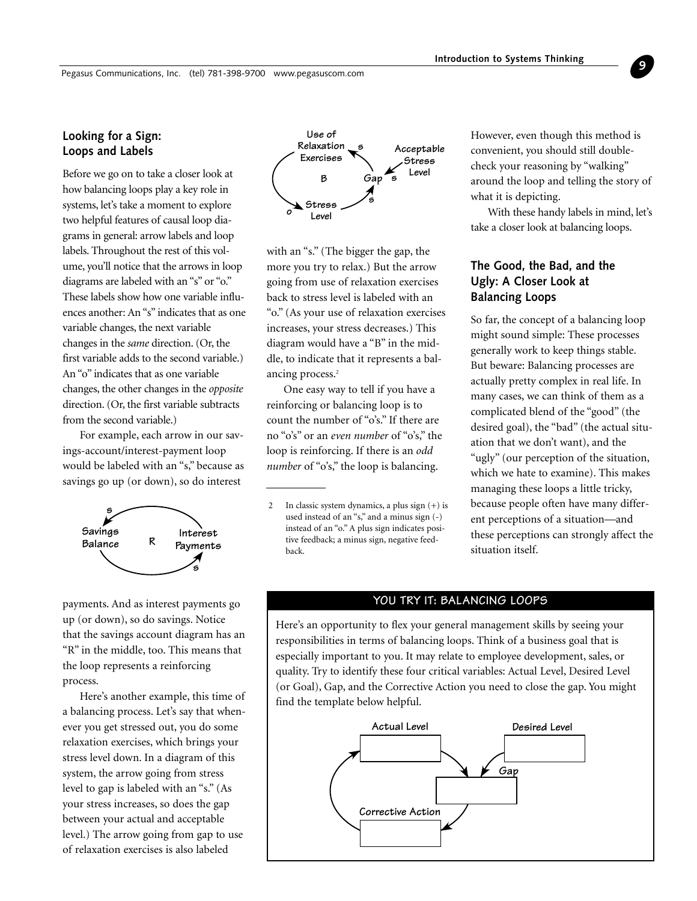## Looking for a Sign: Loops and Labels

Before we go on to take a closer look at how balancing loops play a key role in systems, let's take a moment to explore two helpful features of causal loop diagrams in general: arrow labels and loop labels. Throughout the rest of this volume, you'll notice that the arrows in loop diagrams are labeled with an "s" or "o." These labels show how one variable influences another: An "s" indicates that as one variable changes, the next variable changes in the *same* direction. (Or, the first variable adds to the second variable.) An "o" indicates that as one variable changes, the other changes in the *opposite* direction. (Or, the first variable subtracts from the second variable.)

For example, each arrow in our savings-account/interest-payment loop would be labeled with an "s," because as savings go up (or down), so do interest payments. And as interest payments go up (or down), so do savings. Notice that the savings account diagram has an "R" in the middle, too. This means that the loop represents a reinforcing process.

Here's another example, this time of a balancing process. Let's say that whenever you get stressed out, you do some relaxation exercises, which brings your stress level down. In a diagram of this system, the arrow going from stress level to gap is labeled with an "s." (As your stress increases, so does the gap between your actual and acceptable level.) The arrow going from gap to use of relaxation exercises is also labeled with an "s." (The bigger the gap, the more you try to relax.) But the arrow going from use of relaxation exercises back to stress level is labeled with an "o." (As your use of relaxation exercises increases, your stress decreases.) This diagram would have a "B" in the middle, to indicate that it represents a balancing process.[2]

One easy way to tell if you have a reinforcing or balancing loop is to count the number of "o's." If there are no "o's" or an *even number* of "o's," the loop is reinforcing. If there is an *odd number* of "o's," the loop is balancing.

2 In classic system dynamics, a plus sign (+) is used instead of an "s," and a minus sign (-) instead of an "o." A plus sign indicates positive feedback; a minus sign, negative feedback.

However, even though this method is convenient, you should still double-check your reasoning by "walking" around the loop and telling the story of what it is depicting.

With these handy labels in mind, let's take a closer look at balancing loops.

## The Good, the Bad, and the Ugly: A Closer Look at Balancing Loops

So far, the concept of a balancing loop might sound simple: These processes generally work to keep things stable. But beware: Balancing processes are actually pretty complex in real life. In many cases, we can think of them as a complicated blend of the "good" (the desired goal), the "bad" (the actual situation that we don't want), and the "ugly" (our perception of the situation, which we hate to examine). This makes managing these loops a little tricky, because people often have many different perceptions of a situation—and these perceptions can strongly affect the situation itself.

### YOU TRY IT: BALANCING LOOPS

Here's an opportunity to flex your general management skills by seeing your responsibilities in terms of balancing loops. Think of a business goal that is especially important to you. It may relate to employee development, sales, or quality. Try to identify these four critical variables: Actual Level, Desired Level (or Goal), Gap, and the Corrective Action you need to close the gap. You might find the template below helpful.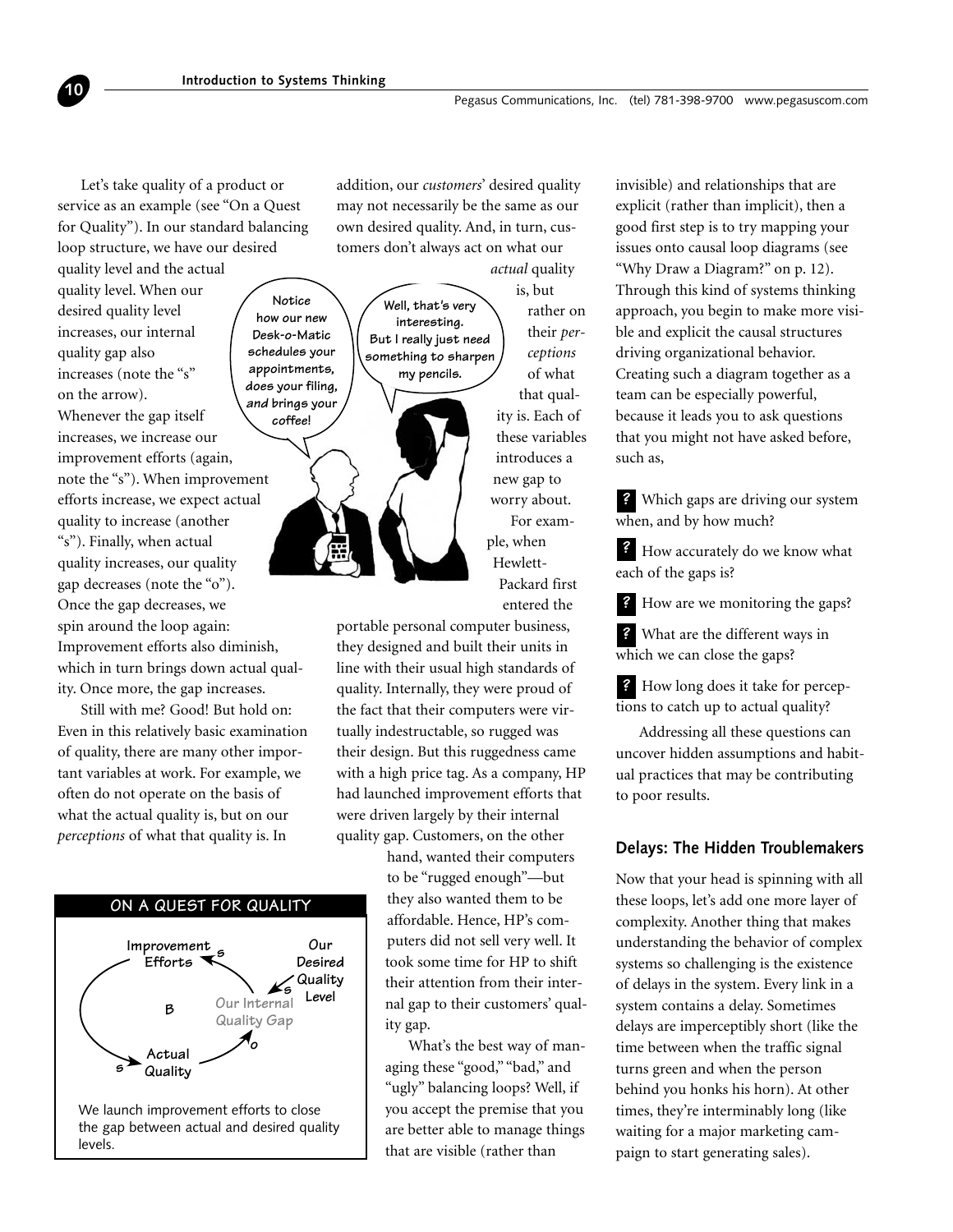Let's take quality of a product or service as an example (see "On a Quest for Quality"). In our standard balancing loop structure, we have our desired quality level and the actual quality level. When our desired quality level increases, our internal quality gap also increases (note the "s" on the arrow). Whenever the gap itself increases, we increase our improvement efforts (again, note the "s"). When improvement efforts increase, we expect actual quality to increase (another "s"). Finally, when actual quality increases, our quality gap decreases (note the "o"). Once the gap decreases, we spin around the loop again: Improvement efforts also diminish, which in turn brings down actual quality. Once more, the gap increases.

Still with me? Good! But hold on: Even in this relatively basic examination of quality, there are many other important variables at work. For example, we often do not operate on the basis of what the actual quality is, but on our *perceptions* of what that quality is. In addition, our *customers*' desired quality may not necessarily be the same as our own desired quality. And, in turn, customers don't always act on what our *actual* quality is, but rather on their *perceptions* of what that quality is. Each of these variables introduces a new gap to worry about.

For example, when Hewlett-Packard first entered the portable personal computer business, they designed and built their units in line with their usual high standards of quality. Internally, they were proud of the fact that their computers were virtually indestructable, so rugged was their design. But this ruggedness came with a high price tag. As a company, HP had launched improvement efforts that were driven largely by their internal quality gap. Customers, on the other hand, wanted their computers to be "rugged enough"—but they also wanted them to be affordable. Hence, HP's computers did not sell very well. It took some time for HP to shift their attention from their internal gap to their customers' quality gap.

What's the best way of managing these "good," "bad," and "ugly" balancing loops? Well, if you accept the premise that you are better able to manage things that are visible (rather than invisible) and relationships that are explicit (rather than implicit), then a good first step is to try mapping your issues onto causal loop diagrams (see "Why Draw a Diagram?" on p. 12). Through this kind of systems thinking approach, you begin to make more visible and explicit the causal structures driving organizational behavior. Creating such a diagram together as a team can be especially powerful, because it leads you to ask questions that you might not have asked before, such as,

- Which gaps are driving our system when, and by how much?
- How accurately do we know what each of the gaps is?
- How are we monitoring the gaps?
- What are the different ways in which we can close the gaps?
- How long does it take for perceptions to catch up to actual quality?

Addressing all these questions can uncover hidden assumptions and habitual practices that may be contributing to poor results.

**ON A QUEST FOR QUALITY**

We launch improvement efforts to close the gap between actual and desired quality levels.

## Delays: The Hidden Troublemakers

Now that your head is spinning with all these loops, let's add one more layer of complexity. Another thing that makes understanding the behavior of complex systems so challenging is the existence of delays in the system. Every link in a system contains a delay. Sometimes delays are imperceptibly short (like the time between when the traffic signal turns green and when the person behind you honks his horn). At other times, they're interminably long (like waiting for a major marketing campaign to start generating sales).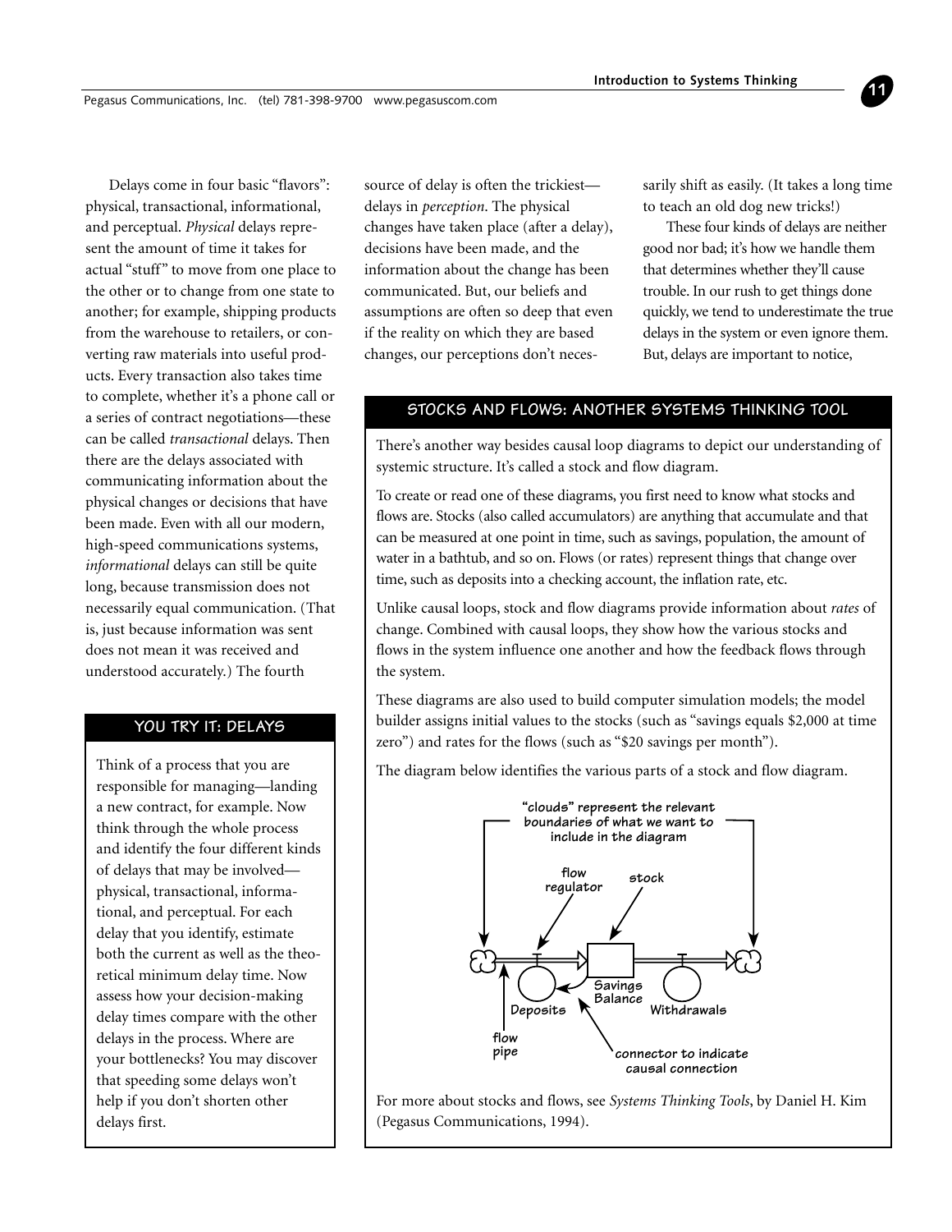Delays come in four basic "flavors": physical, transactional, informational, and perceptual. *Physical* delays represent the amount of time it takes for actual "stuff" to move from one place to the other or to change from one state to another; for example, shipping products from the warehouse to retailers, or converting raw materials into useful products. Every transaction also takes time to complete, whether it's a phone call or a series of contract negotiations—these can be called *transactional* delays. Then there are the delays associated with communicating information about the physical changes or decisions that have been made. Even with all our modern, high-speed communications systems, *informational* delays can still be quite long, because transmission does not necessarily equal communication. (That is, just because information was sent does not mean it was received and understood accurately.) The fourth source of delay is often the trickiest—delays in *perception*. The physical changes have taken place (after a delay), decisions have been made, and the information about the change has been communicated. But, our beliefs and assumptions are often so deep that even if the reality on which they are based changes, our perceptions don't necessarily shift as easily. (It takes a long time to teach an old dog new tricks!)

These four kinds of delays are neither good nor bad; it's how we handle them that determines whether they'll cause trouble. In our rush to get things done quickly, we tend to underestimate the true delays in the system or even ignore them. But, delays are important to notice,

## YOU TRY IT: DELAYS

Think of a process that you are responsible for managing—landing a new contract, for example. Now think through the whole process and identify the four different kinds of delays that may be involved—physical, transactional, informational, and perceptual. For each delay that you identify, estimate both the current as well as the theoretical minimum delay time. Now assess how your decision-making delay times compare with the other delays in the process. Where are your bottlenecks? You may discover that speeding some delays won't help if you don't shorten other delays first.

## STOCKS AND FLOWS: ANOTHER SYSTEMS THINKING TOOL

There's another way besides causal loop diagrams to depict our understanding of systemic structure. It's called a stock and flow diagram.

To create or read one of these diagrams, you first need to know what stocks and flows are. Stocks (also called accumulators) are anything that accumulate and that can be measured at one point in time, such as savings, population, the amount of water in a bathtub, and so on. Flows (or rates) represent things that change over time, such as deposits into a checking account, the inflation rate, etc.

Unlike causal loops, stock and flow diagrams provide information about *rates* of change. Combined with causal loops, they show how the various stocks and flows in the system influence one another and how the feedback flows through the system.

These diagrams are also used to build computer simulation models; the model builder assigns initial values to the stocks (such as "savings equals $2,000 at time zero") and rates for the flows (such as "$20 savings per month").

The diagram below identifies the various parts of a stock and flow diagram.

"clouds" represent the relevant boundaries of what we want to include in the diagram

flow regulator

stock

Savings Balance

Deposits

Withdrawals

flow pipe

connector to indicate causal connection

For more about stocks and flows, see *Systems Thinking Tools*, by Daniel H. Kim (Pegasus Communications, 1994).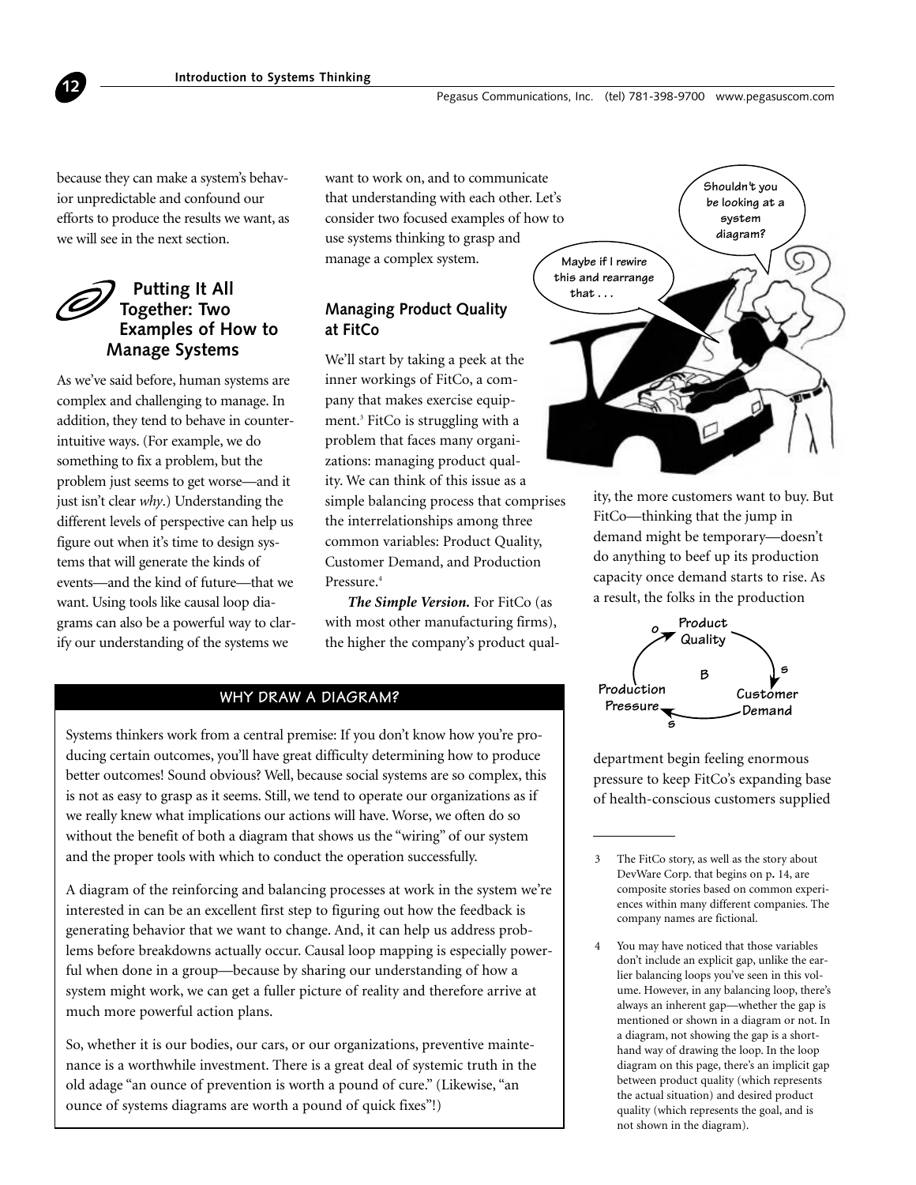because they can make a system's behavior unpredictable and confound our efforts to produce the results we want, as we will see in the next section.

## Putting It All Together: Two Examples of How to Manage Systems

As we've said before, human systems are complex and challenging to manage. In addition, they tend to behave in counterintuitive ways. (For example, we do something to fix a problem, but the problem just seems to get worse—and it just isn't clear *why*.) Understanding the different levels of perspective can help us figure out when it's time to design systems that will generate the kinds of events—and the kind of future—that we want. Using tools like causal loop diagrams can also be a powerful way to clarify our understanding of the systems we want to work on, and to communicate that understanding with each other. Let's consider two focused examples of how to use systems thinking to grasp and manage a complex system.

### Managing Product Quality at FitCo

We'll start by taking a peek at the inner workings of FitCo, a company that makes exercise equipment.[3] FitCo is struggling with a problem that faces many organizations: managing product quality. We can think of this issue as a simple balancing process that comprises the interrelationships among three common variables: Product Quality, Customer Demand, and Production Pressure.[4]

***The Simple Version.*** For FitCo (as with most other manufacturing firms), the higher the company's product quality, the more customers want to buy. But FitCo—thinking that the jump in demand might be temporary—doesn't do anything to beef up its production capacity once demand starts to rise. As a result, the folks in the production department begin feeling enormous pressure to keep FitCo's expanding base of health-conscious customers supplied

#### WHY DRAW A DIAGRAM?

Systems thinkers work from a central premise: If you don't know how you're producing certain outcomes, you'll have great difficulty determining how to produce better outcomes! Sound obvious? Well, because social systems are so complex, this is not as easy to grasp as it seems. Still, we tend to operate our organizations as if we really knew what implications our actions will have. Worse, we often do so without the benefit of both a diagram that shows us the "wiring" of our system and the proper tools with which to conduct the operation successfully.

A diagram of the reinforcing and balancing processes at work in the system we're interested in can be an excellent first step to figuring out how the feedback is generating behavior that we want to change. And, it can help us address problems before breakdowns actually occur. Causal loop mapping is especially powerful when done in a group—because by sharing our understanding of how a system might work, we can get a fuller picture of reality and therefore arrive at much more powerful action plans.

So, whether it is our bodies, our cars, or our organizations, preventive maintenance is a worthwhile investment. There is a great deal of systemic truth in the old adage "an ounce of prevention is worth a pound of cure." (Likewise, "an ounce of systems diagrams are worth a pound of quick fixes"!)

---

3 The FitCo story, as well as the story about DevWare Corp. that begins on p. 14, are composite stories based on common experiences within many different companies. The company names are fictional.

4 You may have noticed that those variables don't include an explicit gap, unlike the earlier balancing loops you've seen in this volume. However, in any balancing loop, there's always an inherent gap—whether the gap is mentioned or shown in a diagram or not. In a diagram, not showing the gap is a shorthand way of drawing the loop. In the loop diagram on this page, there's an implicit gap between product quality (which represents the actual situation) and desired product quality (which represents the goal, and is not shown in the diagram).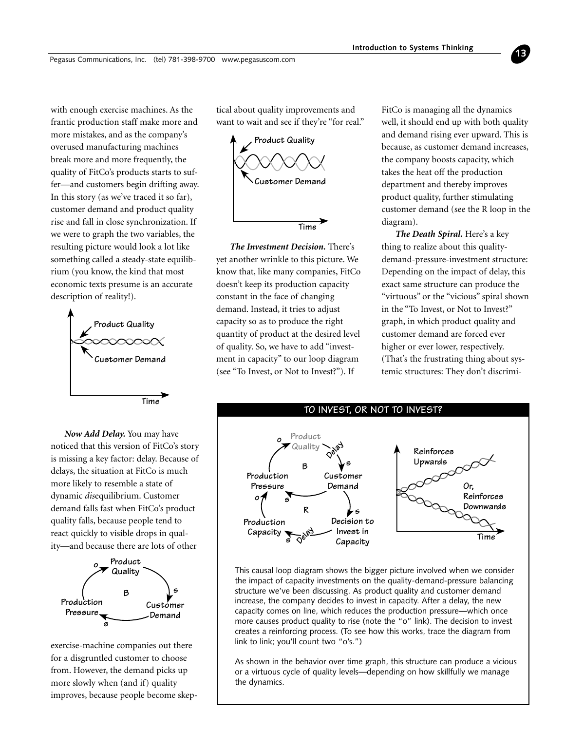with enough exercise machines. As the frantic production staff make more and more mistakes, and as the company's overused manufacturing machines break more and more frequently, the quality of FitCo's products starts to suffer—and customers begin drifting away. In this story (as we've traced it so far), customer demand and product quality rise and fall in close synchronization. If we were to graph the two variables, the resulting picture would look a lot like something called a steady-state equilibrium (you know, the kind that most economic texts presume is an accurate description of reality!).

Product Quality
Customer Demand
Time

***Now Add Delay.*** You may have noticed that this version of FitCo's story is missing a key factor: delay. Because of delays, the situation at FitCo is much more likely to resemble a state of dynamic *dis*equilibrium. Customer demand falls fast when FitCo's product quality falls, because people tend to react quickly to visible drops in quality—and because there are lots of other exercise-machine companies out there for a disgruntled customer to choose from. However, the demand picks up more slowly when (and if) quality improves, because people become skeptical about quality improvements and want to wait and see if they're "for real."

Product Quality
Customer Demand
Time

***The Investment Decision.*** There's yet another wrinkle to this picture. We know that, like many companies, FitCo doesn't keep its production capacity constant in the face of changing demand. Instead, it tries to adjust capacity so as to produce the right quantity of product at the desired level of quality. So, we have to add "investment in capacity" to our loop diagram (see "To Invest, or Not to Invest?"). If FitCo is managing all the dynamics well, it should end up with both quality and demand rising ever upward. This is because, as customer demand increases, the company boosts capacity, which takes the heat off the production department and thereby improves product quality, further stimulating customer demand (see the R loop in the diagram).

***The Death Spiral.*** Here's a key thing to realize about this quality-demand-pressure-investment structure: Depending on the impact of delay, this exact same structure can produce the "virtuous" or the "vicious" spiral shown in the "To Invest, or Not to Invest?" graph, in which product quality and customer demand are forced ever higher or ever lower, respectively. (That's the frustrating thing about systemic structures: They don't discrimi-

## TO INVEST, OR NOT TO INVEST?

This causal loop diagram shows the bigger picture involved when we consider the impact of capacity investments on the quality-demand-pressure balancing structure we've been discussing. As product quality and customer demand increase, the company decides to invest in capacity. After a delay, the new capacity comes on line, which reduces the production pressure—which once more causes product quality to rise (note the "o" link). The decision to invest creates a reinforcing process. (To see how this works, trace the diagram from link to link; you'll count two "o's.")

As shown in the behavior over time graph, this structure can produce a vicious or a virtuous cycle of quality levels—depending on how skillfully we manage the dynamics.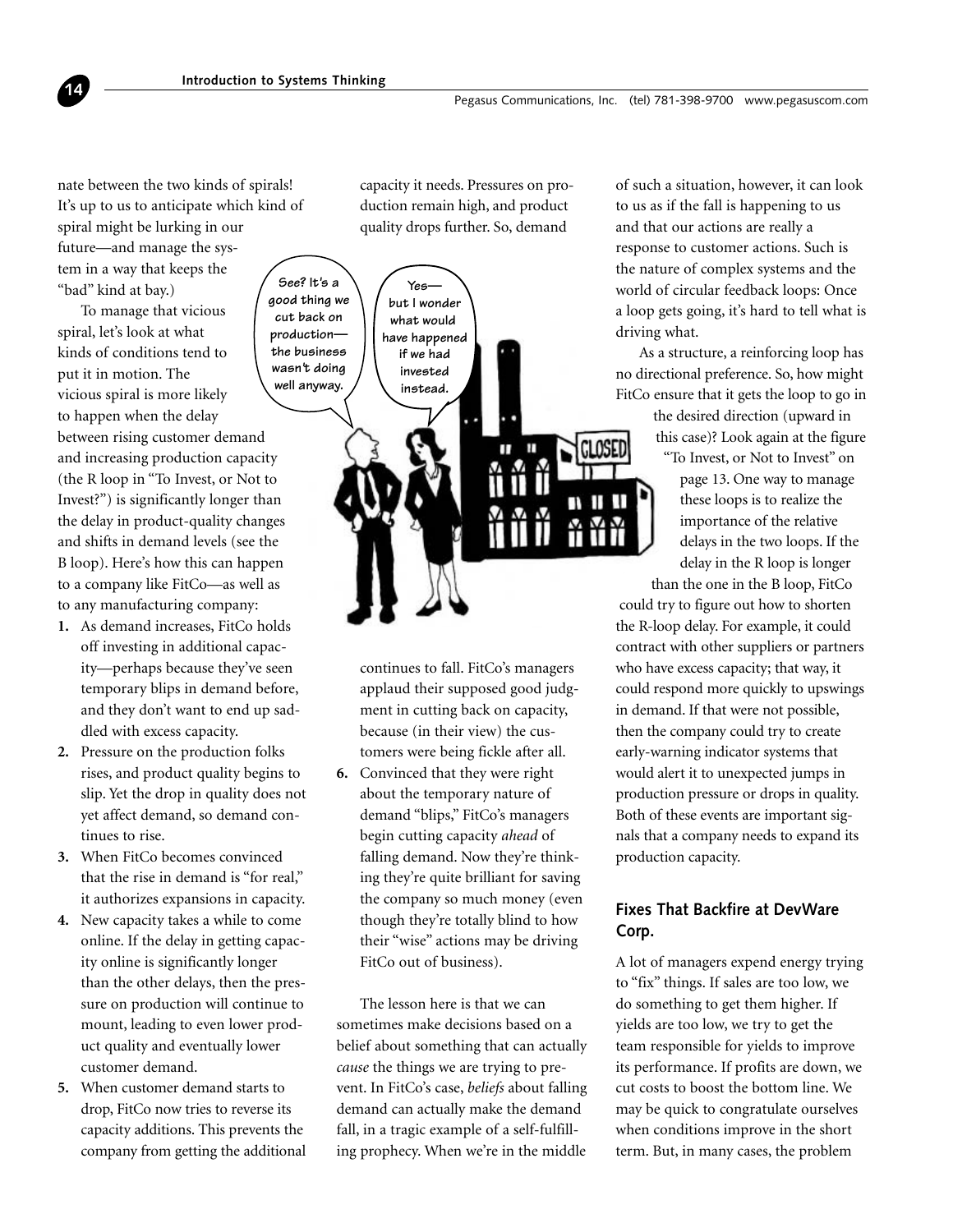nate between the two kinds of spirals! It's up to us to anticipate which kind of spiral might be lurking in our future—and manage the system in a way that keeps the "bad" kind at bay.)

To manage that vicious spiral, let's look at what kinds of conditions tend to put it in motion. The vicious spiral is more likely to happen when the delay between rising customer demand and increasing production capacity (the R loop in "To Invest, or Not to Invest?") is significantly longer than the delay in product-quality changes and shifts in demand levels (see the B loop). Here's how this can happen to a company like FitCo—as well as to any manufacturing company:

1. As demand increases, FitCo holds off investing in additional capacity—perhaps because they've seen temporary blips in demand before, and they don't want to end up saddled with excess capacity.
2. Pressure on the production folks rises, and product quality begins to slip. Yet the drop in quality does not yet affect demand, so demand continues to rise.
3. When FitCo becomes convinced that the rise in demand is "for real," it authorizes expansions in capacity.
4. New capacity takes a while to come online. If the delay in getting capacity online is significantly longer than the other delays, then the pressure on production will continue to mount, leading to even lower product quality and eventually lower customer demand.
5. When customer demand starts to drop, FitCo now tries to reverse its capacity additions. This prevents the company from getting the additional capacity it needs. Pressures on production remain high, and product quality drops further. So, demand continues to fall. FitCo's managers applaud their supposed good judgment in cutting back on capacity, because (in their view) the customers were being fickle after all.
6. Convinced that they were right about the temporary nature of demand "blips," FitCo's managers begin cutting capacity *ahead* of falling demand. Now they're thinking they're quite brilliant for saving the company so much money (even though they're totally blind to how their "wise" actions may be driving FitCo out of business).

The lesson here is that we can sometimes make decisions based on a belief about something that can actually *cause* the things we are trying to prevent. In FitCo's case, *beliefs* about falling demand can actually make the demand fall, in a tragic example of a self-fulfilling prophecy. When we're in the middle of such a situation, however, it can look to us as if the fall is happening to us and that our actions are really a response to customer actions. Such is the nature of complex systems and the world of circular feedback loops: Once a loop gets going, it's hard to tell what is driving what.

As a structure, a reinforcing loop has no directional preference. So, how might FitCo ensure that it gets the loop to go in the desired direction (upward in this case)? Look again at the figure "To Invest, or Not to Invest" on page 13. One way to manage these loops is to realize the importance of the relative delays in the two loops. If the delay in the R loop is longer than the one in the B loop, FitCo could try to figure out how to shorten the R-loop delay. For example, it could contract with other suppliers or partners who have excess capacity; that way, it could respond more quickly to upswings in demand. If that were not possible, then the company could try to create early-warning indicator systems that would alert it to unexpected jumps in production pressure or drops in quality. Both of these events are important signals that a company needs to expand its production capacity.

## Fixes That Backfire at DevWare Corp.

A lot of managers expend energy trying to "fix" things. If sales are too low, we do something to get them higher. If yields are too low, we try to get the team responsible for yields to improve its performance. If profits are down, we cut costs to boost the bottom line. We may be quick to congratulate ourselves when conditions improve in the short term. But, in many cases, the problem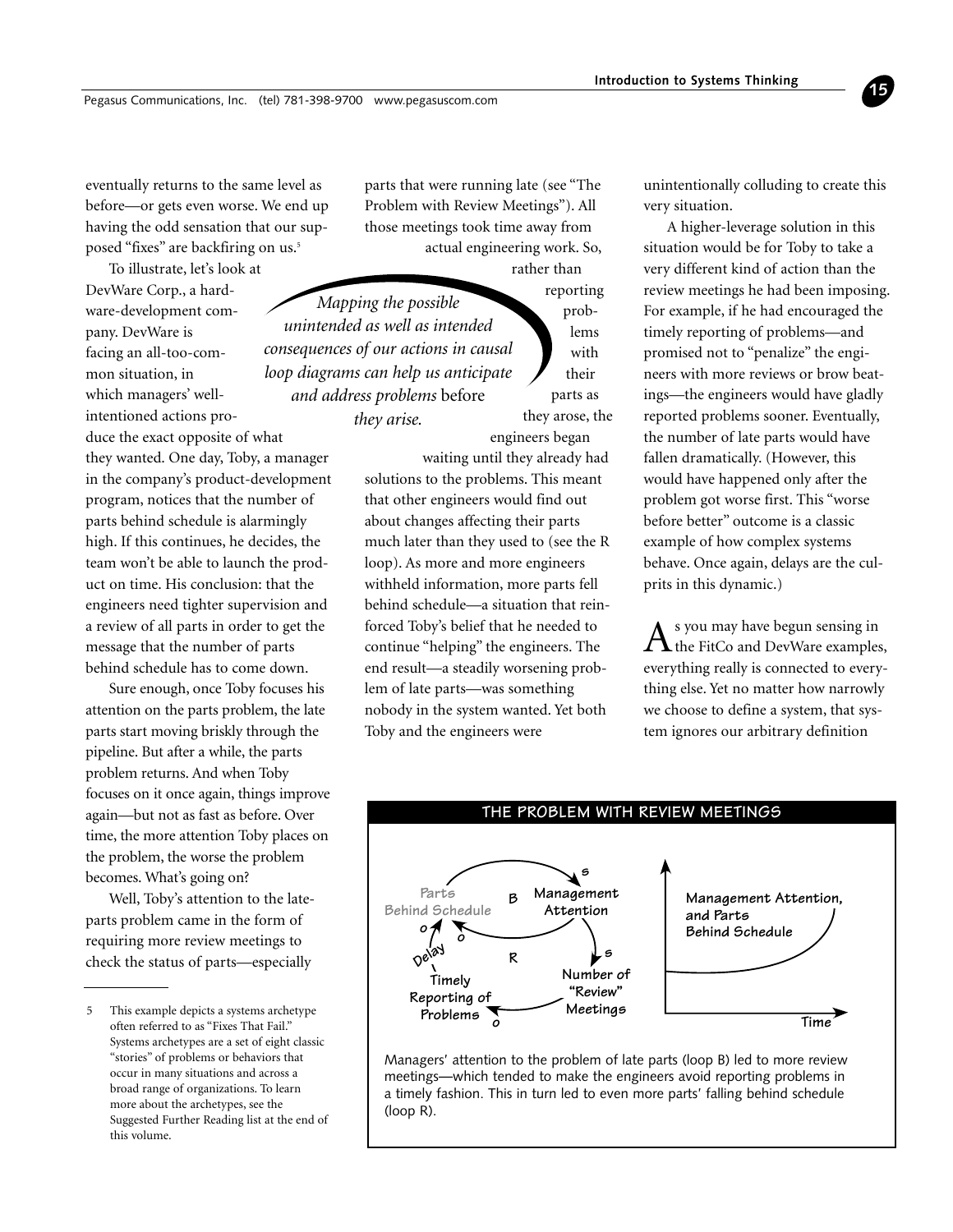eventually returns to the same level as before—or gets even worse. We end up having the odd sensation that our supposed "fixes" are backfiring on us.[5]

To illustrate, let's look at DevWare Corp., a hardware-development company. DevWare is facing an all-too-common situation, in which managers' well-intentioned actions produce the exact opposite of what they wanted. One day, Toby, a manager in the company's product-development program, notices that the number of parts behind schedule is alarmingly high. If this continues, he decides, the team won't be able to launch the product on time. His conclusion: that the engineers need tighter supervision and a review of all parts in order to get the message that the number of parts behind schedule has to come down.

Sure enough, once Toby focuses his attention on the parts problem, the late parts start moving briskly through the pipeline. But after a while, the parts problem returns. And when Toby focuses on it once again, things improve again—but not as fast as before. Over time, the more attention Toby places on the problem, the worse the problem becomes. What's going on?

Well, Toby's attention to the late-parts problem came in the form of requiring more review meetings to check the status of parts—especially parts that were running late (see "The Problem with Review Meetings"). All those meetings took time away from actual engineering work. So, rather than reporting problems with their parts as they arose, the engineers began waiting until they already had solutions to the problems. This meant that other engineers would find out about changes affecting their parts much later than they used to (see the R loop). As more and more engineers withheld information, more parts fell behind schedule—a situation that reinforced Toby's belief that he needed to continue "helping" the engineers. The end result—a steadily worsening problem of late parts—was something nobody in the system wanted. Yet both Toby and the engineers were unintentionally colluding to create this very situation.

*Mapping the possible unintended as well as intended consequences of our actions in causal loop diagrams can help us anticipate and address problems* before *they arise.*

A higher-leverage solution in this situation would be for Toby to take a very different kind of action than the review meetings he had been imposing. For example, if he had encouraged the timely reporting of problems—and promised not to "penalize" the engineers with more reviews or brow beatings—the engineers would have gladly reported problems sooner. Eventually, the number of late parts would have fallen dramatically. (However, this would have happened only after the problem got worse first. This "worse before better" outcome is a classic example of how complex systems behave. Once again, delays are the culprits in this dynamic.)

As you may have begun sensing in the FitCo and DevWare examples, everything really is connected to everything else. Yet no matter how narrowly we choose to define a system, that system ignores our arbitrary definition

**THE PROBLEM WITH REVIEW MEETINGS**

Managers' attention to the problem of late parts (loop B) led to more review meetings—which tended to make the engineers avoid reporting problems in a timely fashion. This in turn led to even more parts' falling behind schedule (loop R).

---

5 This example depicts a systems archetype often referred to as "Fixes That Fail." Systems archetypes are a set of eight classic "stories" of problems or behaviors that occur in many situations and across a broad range of organizations. To learn more about the archetypes, see the Suggested Further Reading list at the end of this volume.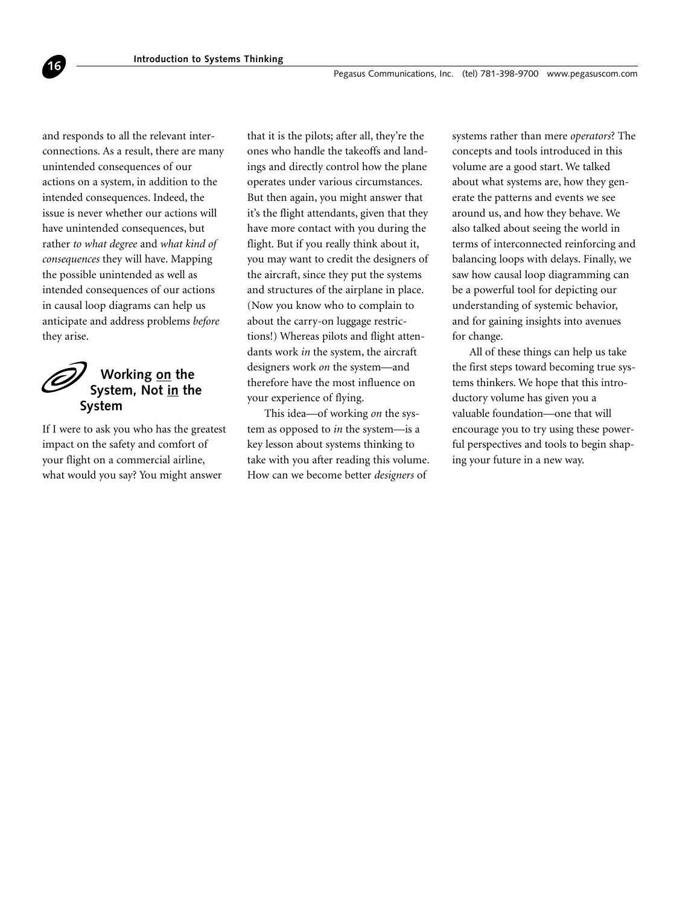and responds to all the relevant interconnections. As a result, there are many unintended consequences of our actions on a system, in addition to the intended consequences. Indeed, the issue is never whether our actions will have unintended consequences, but rather *to what degree* and *what kind of consequences* they will have. Mapping the possible unintended as well as intended consequences of our actions in causal loop diagrams can help us anticipate and address problems *before* they arise.

## Working on the System, Not in the System

If I were to ask you who has the greatest impact on the safety and comfort of your flight on a commercial airline, what would you say? You might answer that it is the pilots; after all, they're the ones who handle the takeoffs and landings and directly control how the plane operates under various circumstances. But then again, you might answer that it's the flight attendants, given that they have more contact with you during the flight. But if you really think about it, you may want to credit the designers of the aircraft, since they put the systems and structures of the airplane in place. (Now you know who to complain to about the carry-on luggage restrictions!) Whereas pilots and flight attendants work *in* the system, the aircraft designers work *on* the system—and therefore have the most influence on your experience of flying.

This idea—of working *on* the system as opposed to *in* the system—is a key lesson about systems thinking to take with you after reading this volume. How can we become better *designers* of systems rather than mere *operators*? The concepts and tools introduced in this volume are a good start. We talked about what systems are, how they generate the patterns and events we see around us, and how they behave. We also talked about seeing the world in terms of interconnected reinforcing and balancing loops with delays. Finally, we saw how causal loop diagramming can be a powerful tool for depicting our understanding of systemic behavior, and for gaining insights into avenues for change.

All of these things can help us take the first steps toward becoming true systems thinkers. We hope that this introductory volume has given you a valuable foundation—one that will encourage you to try using these powerful perspectives and tools to begin shaping your future in a new way.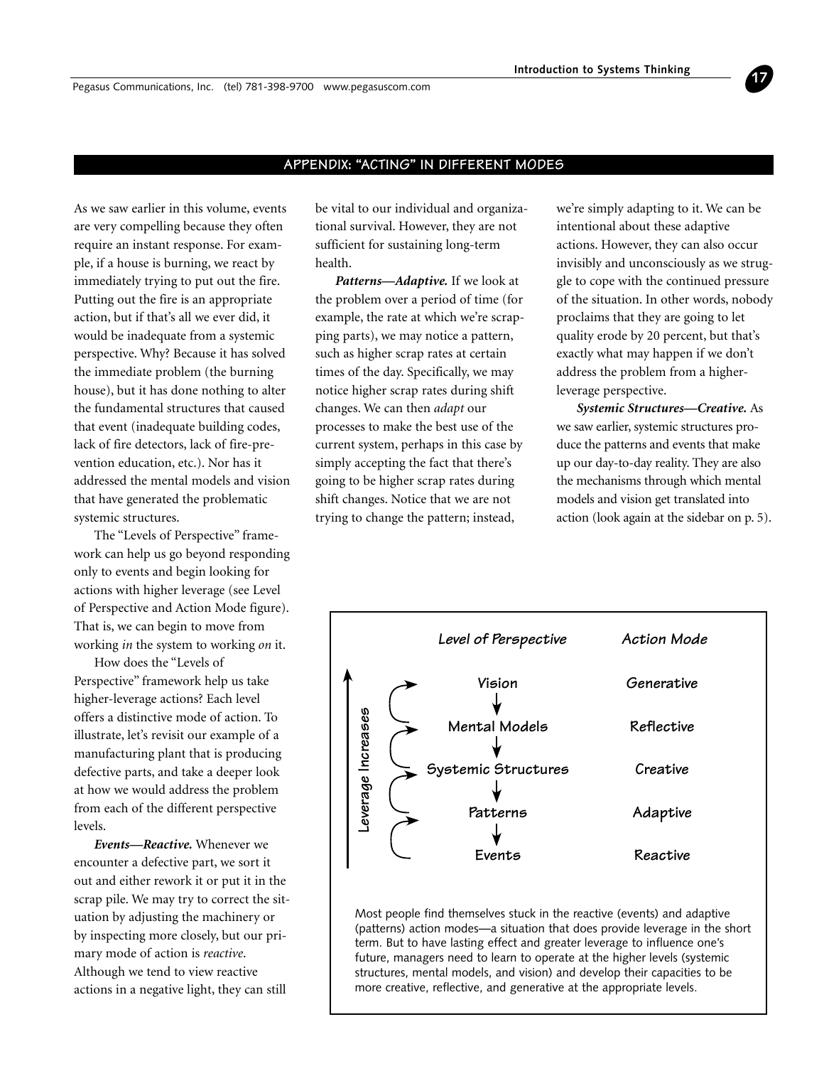## APPENDIX: "ACTING" IN DIFFERENT MODES

As we saw earlier in this volume, events are very compelling because they often require an instant response. For example, if a house is burning, we react by immediately trying to put out the fire. Putting out the fire is an appropriate action, but if that's all we ever did, it would be inadequate from a systemic perspective. Why? Because it has solved the immediate problem (the burning house), but it has done nothing to alter the fundamental structures that caused that event (inadequate building codes, lack of fire detectors, lack of fire-prevention education, etc.). Nor has it addressed the mental models and vision that have generated the problematic systemic structures.

The "Levels of Perspective" framework can help us go beyond responding only to events and begin looking for actions with higher leverage (see Level of Perspective and Action Mode figure). That is, we can begin to move from working *in* the system to working *on* it.

How does the "Levels of Perspective" framework help us take higher-leverage actions? Each level offers a distinctive mode of action. To illustrate, let's revisit our example of a manufacturing plant that is producing defective parts, and take a deeper look at how we would address the problem from each of the different perspective levels.

***Events—Reactive.*** Whenever we encounter a defective part, we sort it out and either rework it or put it in the scrap pile. We may try to correct the situation by adjusting the machinery or by inspecting more closely, but our primary mode of action is *reactive*. Although we tend to view reactive actions in a negative light, they can still be vital to our individual and organizational survival. However, they are not sufficient for sustaining long-term health.

***Patterns—Adaptive.*** If we look at the problem over a period of time (for example, the rate at which we're scrapping parts), we may notice a pattern, such as higher scrap rates at certain times of the day. Specifically, we may notice higher scrap rates during shift changes. We can then *adapt* our processes to make the best use of the current system, perhaps in this case by simply accepting the fact that there's going to be higher scrap rates during shift changes. Notice that we are not trying to change the pattern; instead, we're simply adapting to it. We can be intentional about these adaptive actions. However, they can also occur invisibly and unconsciously as we struggle to cope with the continued pressure of the situation. In other words, nobody proclaims that they are going to let quality erode by 20 percent, but that's exactly what may happen if we don't address the problem from a higher-leverage perspective.

***Systemic Structures—Creative.*** As we saw earlier, systemic structures produce the patterns and events that make up our day-to-day reality. They are also the mechanisms through which mental models and vision get translated into action (look again at the sidebar on p. 5).

| Level of Perspective | Action Mode |
|---|---|
| Vision | Generative |
| Mental Models | Reflective |
| Systemic Structures | Creative |
| Patterns | Adaptive |
| Events | Reactive |

Leverage Increases (from Events upward to Vision)

Most people find themselves stuck in the reactive (events) and adaptive (patterns) action modes—a situation that does provide leverage in the short term. But to have lasting effect and greater leverage to influence one's future, managers need to learn to operate at the higher levels (systemic structures, mental models, and vision) and develop their capacities to be more creative, reflective, and generative at the appropriate levels.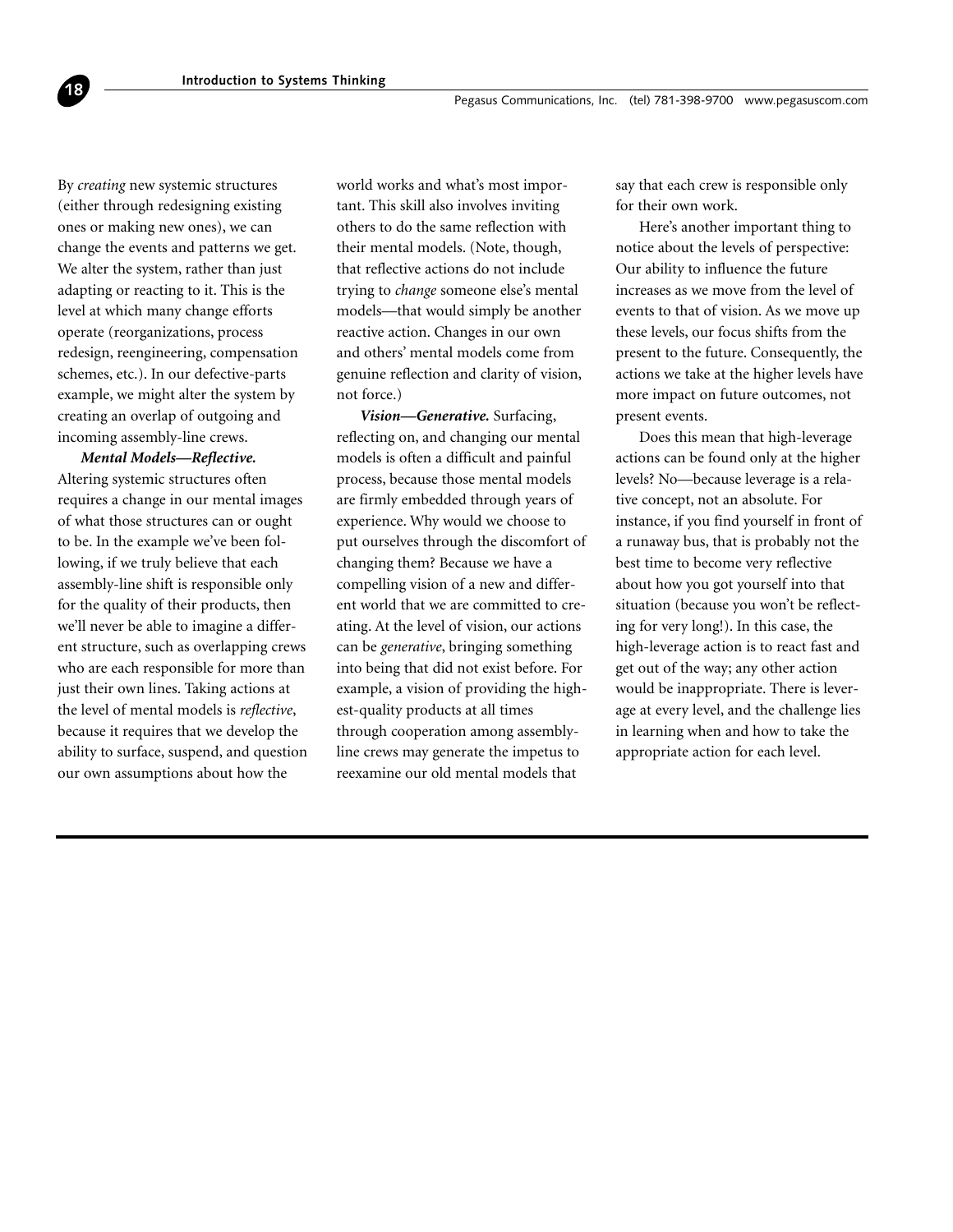By *creating* new systemic structures (either through redesigning existing ones or making new ones), we can change the events and patterns we get. We alter the system, rather than just adapting or reacting to it. This is the level at which many change efforts operate (reorganizations, process redesign, reengineering, compensation schemes, etc.). In our defective-parts example, we might alter the system by creating an overlap of outgoing and incoming assembly-line crews.

***Mental Models—Reflective.*** Altering systemic structures often requires a change in our mental images of what those structures can or ought to be. In the example we've been following, if we truly believe that each assembly-line shift is responsible only for the quality of their products, then we'll never be able to imagine a different structure, such as overlapping crews who are each responsible for more than just their own lines. Taking actions at the level of mental models is *reflective*, because it requires that we develop the ability to surface, suspend, and question our own assumptions about how the world works and what's most important. This skill also involves inviting others to do the same reflection with their mental models. (Note, though, that reflective actions do not include trying to *change* someone else's mental models—that would simply be another reactive action. Changes in our own and others' mental models come from genuine reflection and clarity of vision, not force.)

***Vision—Generative.*** Surfacing, reflecting on, and changing our mental models is often a difficult and painful process, because those mental models are firmly embedded through years of experience. Why would we choose to put ourselves through the discomfort of changing them? Because we have a compelling vision of a new and different world that we are committed to creating. At the level of vision, our actions can be *generative*, bringing something into being that did not exist before. For example, a vision of providing the highest-quality products at all times through cooperation among assembly-line crews may generate the impetus to reexamine our old mental models that say that each crew is responsible only for their own work.

Here's another important thing to notice about the levels of perspective: Our ability to influence the future increases as we move from the level of events to that of vision. As we move up these levels, our focus shifts from the present to the future. Consequently, the actions we take at the higher levels have more impact on future outcomes, not present events.

Does this mean that high-leverage actions can be found only at the higher levels? No—because leverage is a relative concept, not an absolute. For instance, if you find yourself in front of a runaway bus, that is probably not the best time to become very reflective about how you got yourself into that situation (because you won't be reflecting for very long!). In this case, the high-leverage action is to react fast and get out of the way; any other action would be inappropriate. There is leverage at every level, and the challenge lies in learning when and how to take the appropriate action for each level.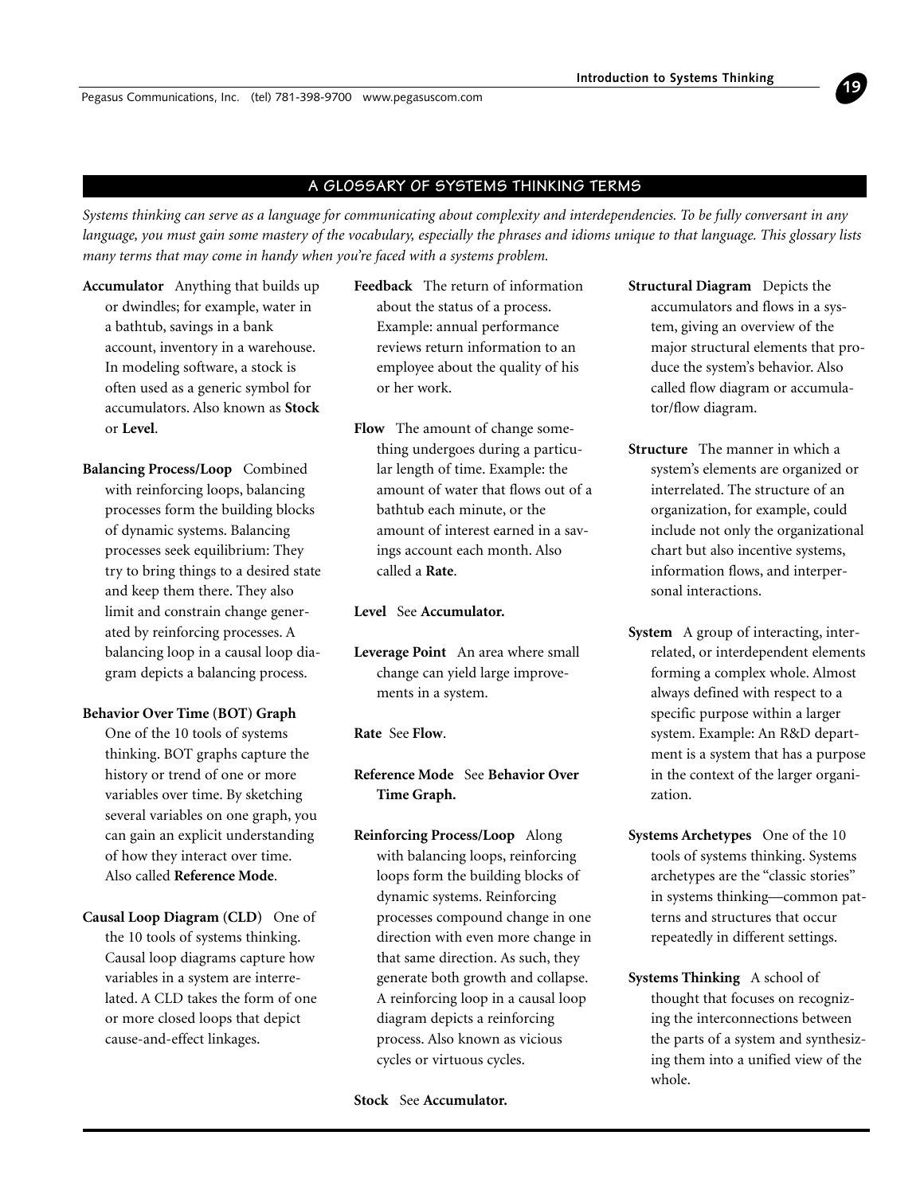## A GLOSSARY OF SYSTEMS THINKING TERMS

*Systems thinking can serve as a language for communicating about complexity and interdependencies. To be fully conversant in any language, you must gain some mastery of the vocabulary, especially the phrases and idioms unique to that language. This glossary lists many terms that may come in handy when you're faced with a systems problem.*

**Accumulator** Anything that builds up or dwindles; for example, water in a bathtub, savings in a bank account, inventory in a warehouse. In modeling software, a stock is often used as a generic symbol for accumulators. Also known as **Stock** or **Level**.

**Balancing Process/Loop** Combined with reinforcing loops, balancing processes form the building blocks of dynamic systems. Balancing processes seek equilibrium: They try to bring things to a desired state and keep them there. They also limit and constrain change generated by reinforcing processes. A balancing loop in a causal loop diagram depicts a balancing process.

**Behavior Over Time (BOT) Graph** One of the 10 tools of systems thinking. BOT graphs capture the history or trend of one or more variables over time. By sketching several variables on one graph, you can gain an explicit understanding of how they interact over time. Also called **Reference Mode**.

**Causal Loop Diagram (CLD)** One of the 10 tools of systems thinking. Causal loop diagrams capture how variables in a system are interrelated. A CLD takes the form of one or more closed loops that depict cause-and-effect linkages.

**Feedback** The return of information about the status of a process. Example: annual performance reviews return information to an employee about the quality of his or her work.

**Flow** The amount of change something undergoes during a particular length of time. Example: the amount of water that flows out of a bathtub each minute, or the amount of interest earned in a savings account each month. Also called a **Rate**.

**Level** See **Accumulator.**

**Leverage Point** An area where small change can yield large improvements in a system.

**Rate** See **Flow**.

**Reference Mode** See **Behavior Over Time Graph.**

**Reinforcing Process/Loop** Along with balancing loops, reinforcing loops form the building blocks of dynamic systems. Reinforcing processes compound change in one direction with even more change in that same direction. As such, they generate both growth and collapse. A reinforcing loop in a causal loop diagram depicts a reinforcing process. Also known as vicious cycles or virtuous cycles.

**Stock** See **Accumulator.**

**Structural Diagram** Depicts the accumulators and flows in a system, giving an overview of the major structural elements that produce the system's behavior. Also called flow diagram or accumulator/flow diagram.

**Structure** The manner in which a system's elements are organized or interrelated. The structure of an organization, for example, could include not only the organizational chart but also incentive systems, information flows, and interpersonal interactions.

**System** A group of interacting, interrelated, or interdependent elements forming a complex whole. Almost always defined with respect to a specific purpose within a larger system. Example: An R&D department is a system that has a purpose in the context of the larger organization.

**Systems Archetypes** One of the 10 tools of systems thinking. Systems archetypes are the "classic stories" in systems thinking—common patterns and structures that occur repeatedly in different settings.

**Systems Thinking** A school of thought that focuses on recognizing the interconnections between the parts of a system and synthesizing them into a unified view of the whole.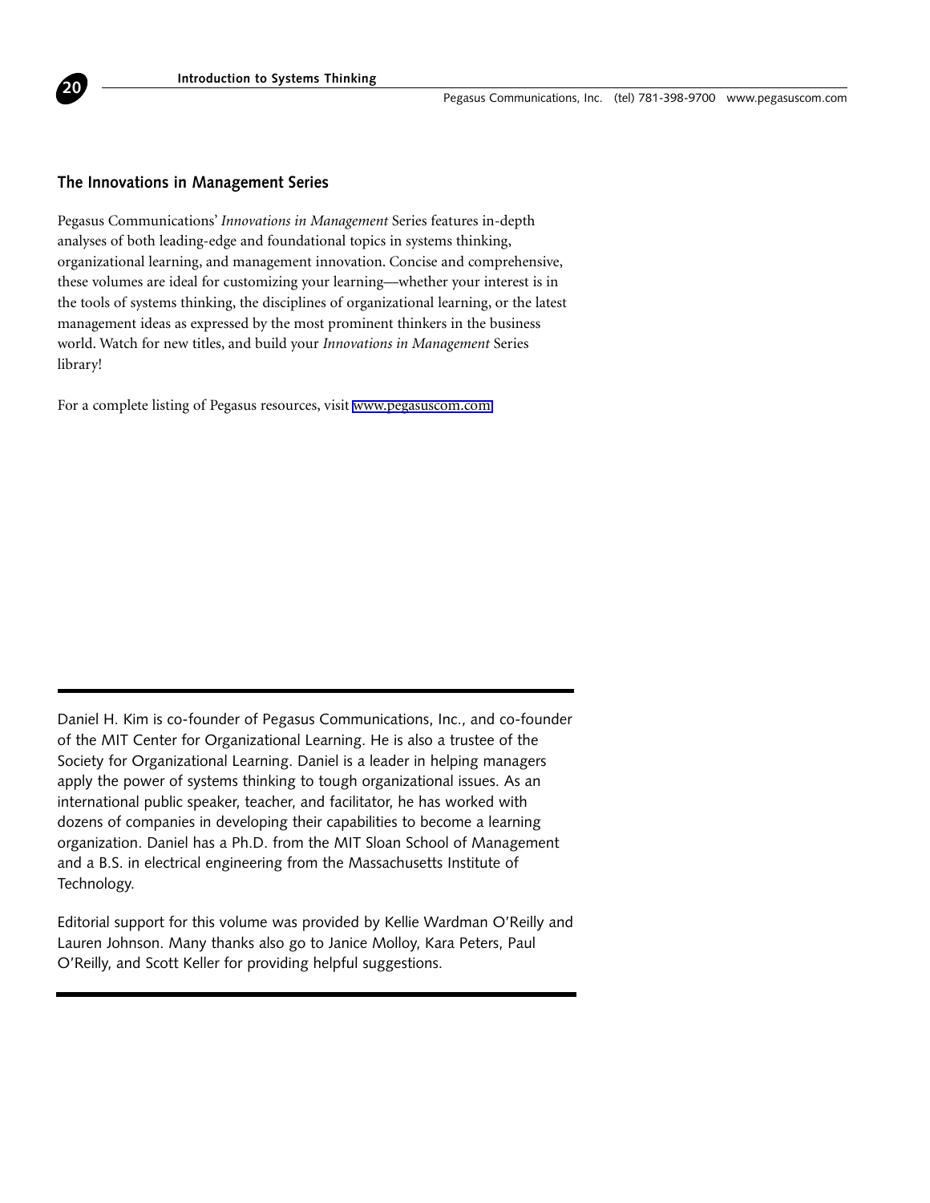## The Innovations in Management Series

Pegasus Communications' *Innovations in Management* Series features in-depth analyses of both leading-edge and foundational topics in systems thinking, organizational learning, and management innovation. Concise and comprehensive, these volumes are ideal for customizing your learning—whether your interest is in the tools of systems thinking, the disciplines of organizational learning, or the latest management ideas as expressed by the most prominent thinkers in the business world. Watch for new titles, and build your *Innovations in Management* Series library!

For a complete listing of Pegasus resources, visit www.pegasuscom.com

---

Daniel H. Kim is co-founder of Pegasus Communications, Inc., and co-founder of the MIT Center for Organizational Learning. He is also a trustee of the Society for Organizational Learning. Daniel is a leader in helping managers apply the power of systems thinking to tough organizational issues. As an international public speaker, teacher, and facilitator, he has worked with dozens of companies in developing their capabilities to become a learning organization. Daniel has a Ph.D. from the MIT Sloan School of Management and a B.S. in electrical engineering from the Massachusetts Institute of Technology.

Editorial support for this volume was provided by Kellie Wardman O'Reilly and Lauren Johnson. Many thanks also go to Janice Molloy, Kara Peters, Paul O'Reilly, and Scott Keller for providing helpful suggestions.

---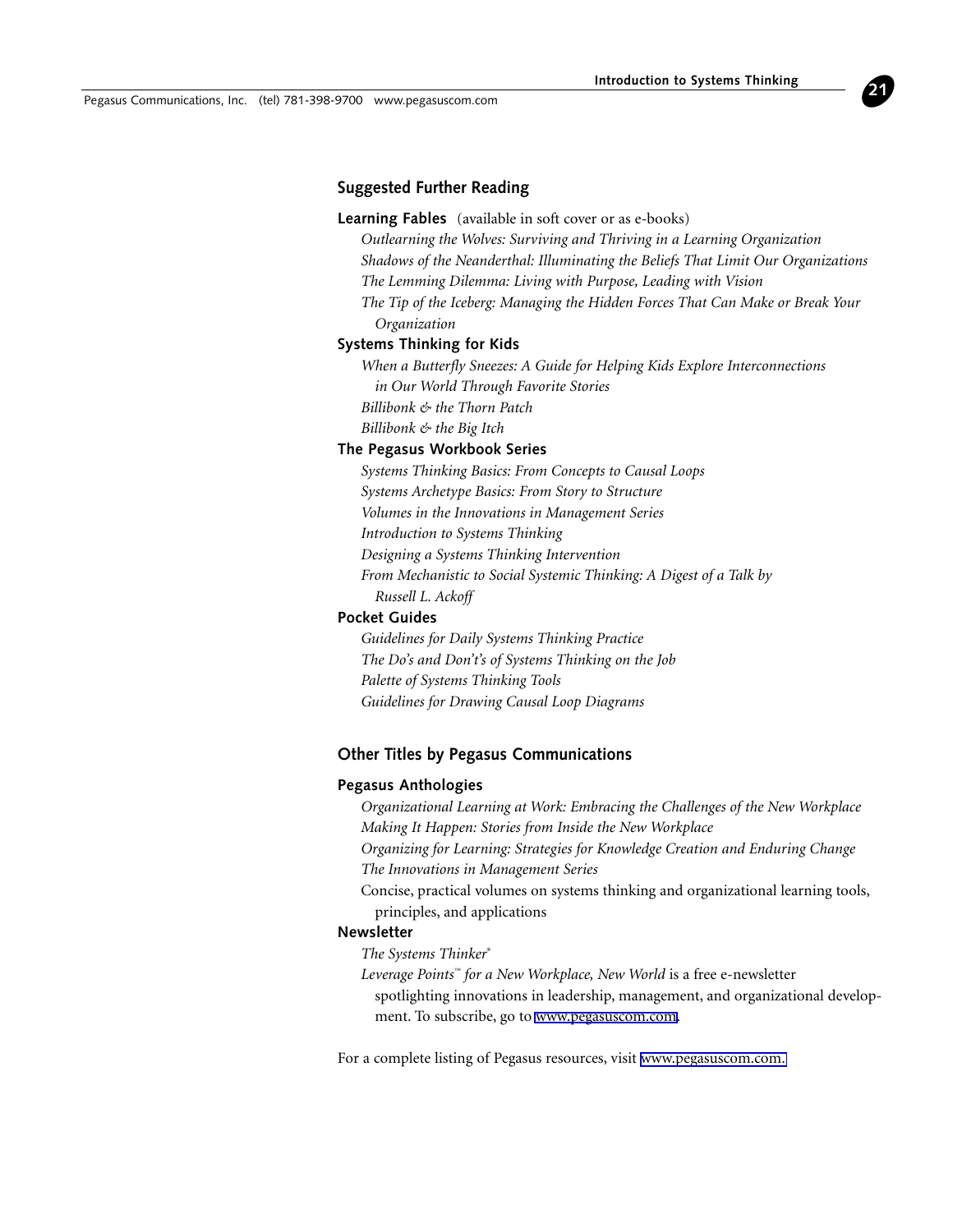## Suggested Further Reading

**Learning Fables** (available in soft cover or as e-books)

*Outlearning the Wolves: Surviving and Thriving in a Learning Organization*
*Shadows of the Neanderthal: Illuminating the Beliefs That Limit Our Organizations*
*The Lemming Dilemma: Living with Purpose, Leading with Vision*
*The Tip of the Iceberg: Managing the Hidden Forces That Can Make or Break Your Organization*

**Systems Thinking for Kids**

*When a Butterfly Sneezes: A Guide for Helping Kids Explore Interconnections in Our World Through Favorite Stories*
*Billibonk & the Thorn Patch*
*Billibonk & the Big Itch*

**The Pegasus Workbook Series**

*Systems Thinking Basics: From Concepts to Causal Loops*
*Systems Archetype Basics: From Story to Structure*
*Volumes in the Innovations in Management Series*
*Introduction to Systems Thinking*
*Designing a Systems Thinking Intervention*
*From Mechanistic to Social Systemic Thinking: A Digest of a Talk by Russell L. Ackoff*

**Pocket Guides**

*Guidelines for Daily Systems Thinking Practice*
*The Do's and Don't's of Systems Thinking on the Job*
*Palette of Systems Thinking Tools*
*Guidelines for Drawing Causal Loop Diagrams*

## Other Titles by Pegasus Communications

**Pegasus Anthologies**

*Organizational Learning at Work: Embracing the Challenges of the New Workplace*
*Making It Happen: Stories from Inside the New Workplace*
*Organizing for Learning: Strategies for Knowledge Creation and Enduring Change*
*The Innovations in Management Series*
Concise, practical volumes on systems thinking and organizational learning tools, principles, and applications

**Newsletter**

*The Systems Thinker*®
*Leverage Points*℠ *for a New Workplace, New World* is a free e-newsletter spotlighting innovations in leadership, management, and organizational development. To subscribe, go to www.pegasuscom.com.

For a complete listing of Pegasus resources, visit www.pegasuscom.com.